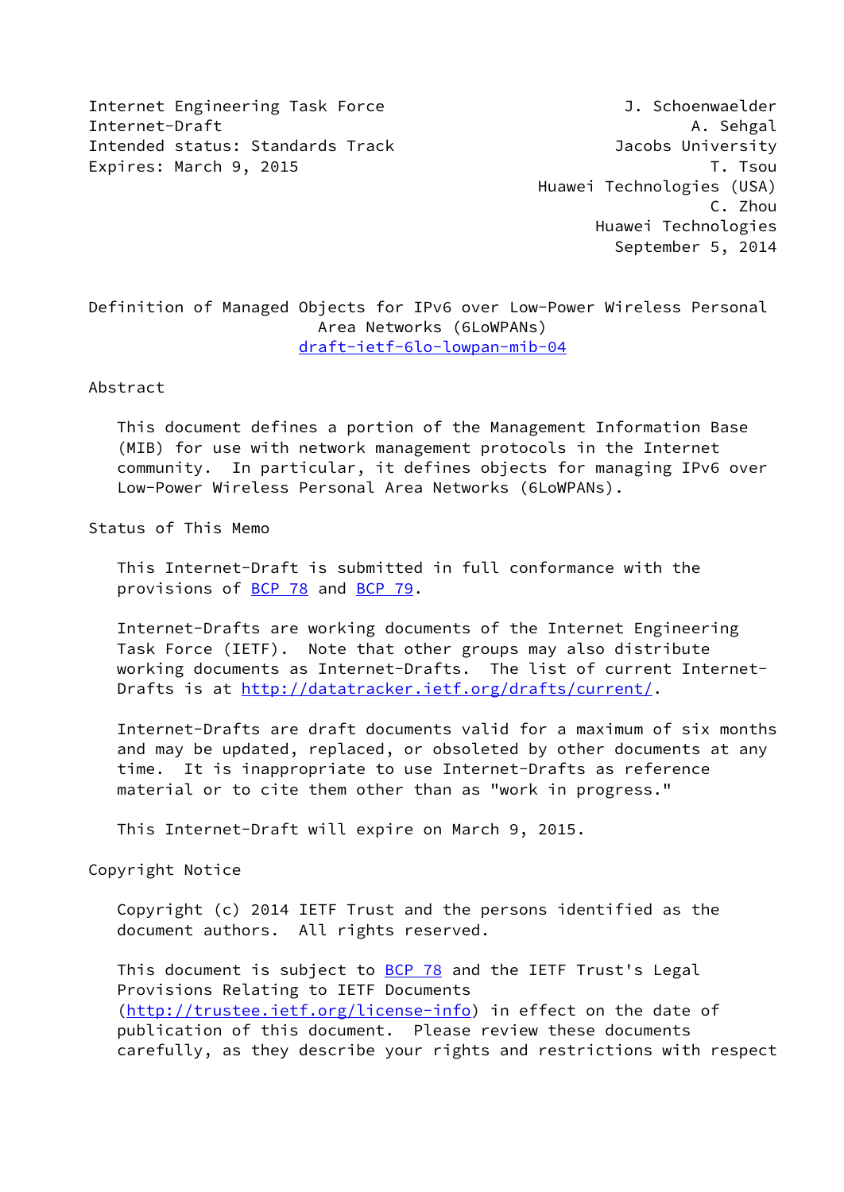Internet Engineering Task Force J. Schoenwaelder
Internet-Draft A. Sehgal
Intended status: Standards Track Jacobs University
Expires: March 9, 2015 T. Tsou
Huawei Technologies (USA)
C. Zhou
Huawei Technologies
September 5, 2014

# Definition of Managed Objects for IPv6 over Low-Power Wireless Personal Area Networks (6LoWPANs)

draft-ietf-6lo-lowpan-mib-04

## Abstract

This document defines a portion of the Management Information Base (MIB) for use with network management protocols in the Internet community. In particular, it defines objects for managing IPv6 over Low-Power Wireless Personal Area Networks (6LoWPANs).

## Status of This Memo

This Internet-Draft is submitted in full conformance with the provisions of BCP 78 and BCP 79.

Internet-Drafts are working documents of the Internet Engineering Task Force (IETF). Note that other groups may also distribute working documents as Internet-Drafts. The list of current Internet-Drafts is at http://datatracker.ietf.org/drafts/current/.

Internet-Drafts are draft documents valid for a maximum of six months and may be updated, replaced, or obsoleted by other documents at any time. It is inappropriate to use Internet-Drafts as reference material or to cite them other than as "work in progress."

This Internet-Draft will expire on March 9, 2015.

## Copyright Notice

Copyright (c) 2014 IETF Trust and the persons identified as the document authors. All rights reserved.

This document is subject to BCP 78 and the IETF Trust's Legal Provisions Relating to IETF Documents (http://trustee.ietf.org/license-info) in effect on the date of publication of this document. Please review these documents carefully, as they describe your rights and restrictions with respect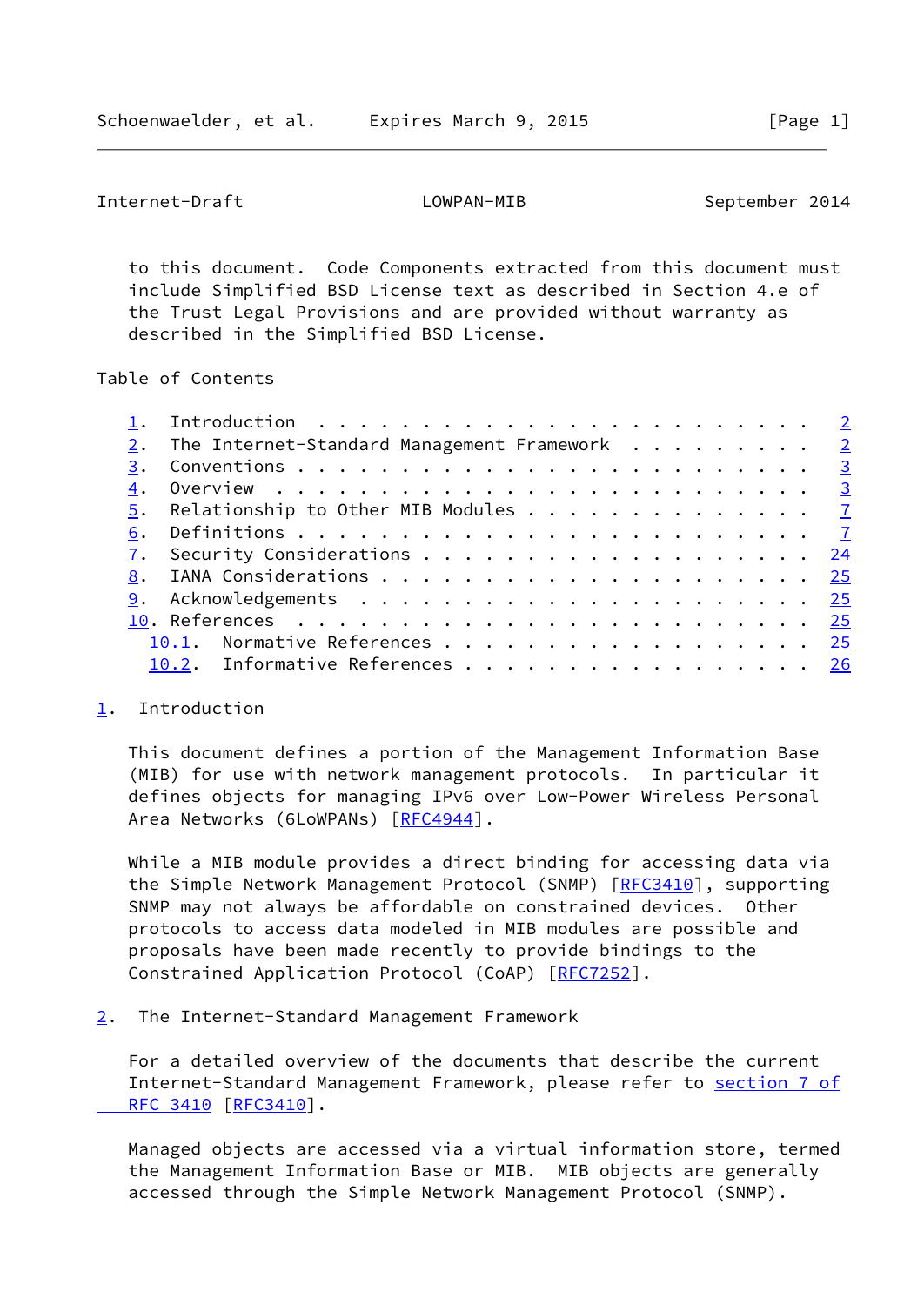to this document. Code Components extracted from this document must include Simplified BSD License text as described in Section 4.e of the Trust Legal Provisions and are provided without warranty as described in the Simplified BSD License.

Table of Contents

1. Introduction . . . . . . . . . . . . . . . . . . . . . . . . 2
2. The Internet-Standard Management Framework . . . . . . . . . 2
3. Conventions . . . . . . . . . . . . . . . . . . . . . . . . . 3
4. Overview . . . . . . . . . . . . . . . . . . . . . . . . . . 3
5. Relationship to Other MIB Modules . . . . . . . . . . . . . . 7
6. Definitions . . . . . . . . . . . . . . . . . . . . . . . . . 7
7. Security Considerations . . . . . . . . . . . . . . . . . . . 24
8. IANA Considerations . . . . . . . . . . . . . . . . . . . . . 25
9. Acknowledgements . . . . . . . . . . . . . . . . . . . . . . 25
10. References . . . . . . . . . . . . . . . . . . . . . . . . . 25
    10.1. Normative References . . . . . . . . . . . . . . . . . . 25
    10.2. Informative References . . . . . . . . . . . . . . . . . 26

## 1. Introduction

This document defines a portion of the Management Information Base (MIB) for use with network management protocols. In particular it defines objects for managing IPv6 over Low-Power Wireless Personal Area Networks (6LoWPANs) [RFC4944].

While a MIB module provides a direct binding for accessing data via the Simple Network Management Protocol (SNMP) [RFC3410], supporting SNMP may not always be affordable on constrained devices. Other protocols to access data modeled in MIB modules are possible and proposals have been made recently to provide bindings to the Constrained Application Protocol (CoAP) [RFC7252].

## 2. The Internet-Standard Management Framework

For a detailed overview of the documents that describe the current Internet-Standard Management Framework, please refer to section 7 of RFC 3410 [RFC3410].

Managed objects are accessed via a virtual information store, termed the Management Information Base or MIB. MIB objects are generally accessed through the Simple Network Management Protocol (SNMP).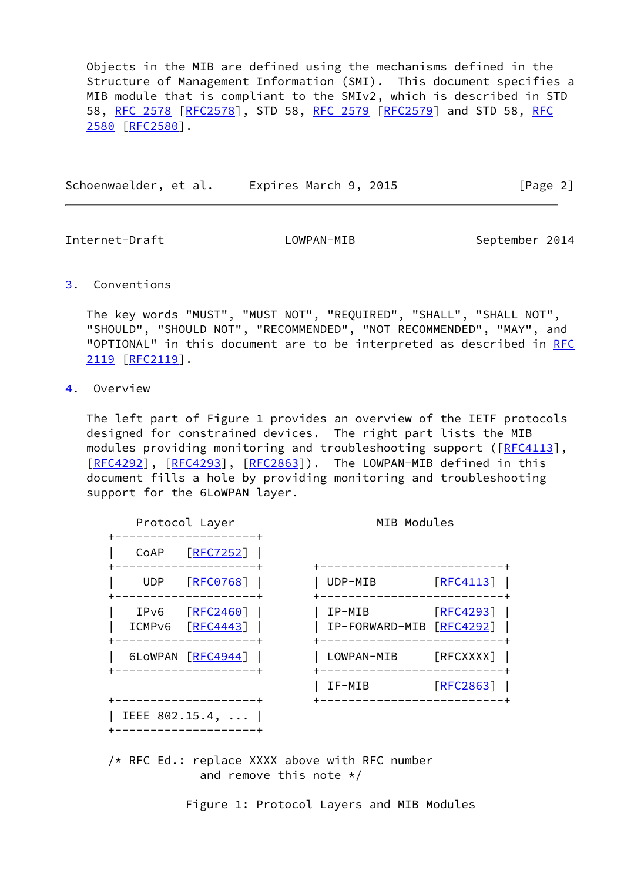Objects in the MIB are defined using the mechanisms defined in the Structure of Management Information (SMI). This document specifies a MIB module that is compliant to the SMIv2, which is described in STD 58, RFC 2578 [RFC2578], STD 58, RFC 2579 [RFC2579] and STD 58, RFC 2580 [RFC2580].

## 3. Conventions

The key words "MUST", "MUST NOT", "REQUIRED", "SHALL", "SHALL NOT", "SHOULD", "SHOULD NOT", "RECOMMENDED", "NOT RECOMMENDED", "MAY", and "OPTIONAL" in this document are to be interpreted as described in RFC 2119 [RFC2119].

## 4. Overview

The left part of Figure 1 provides an overview of the IETF protocols designed for constrained devices. The right part lists the MIB modules providing monitoring and troubleshooting support ([RFC4113], [RFC4292], [RFC4293], [RFC2863]). The LOWPAN-MIB defined in this document fills a hole by providing monitoring and troubleshooting support for the 6LoWPAN layer.

```
     Protocol Layer                    MIB Modules
 +--------------------+
 |   CoAP   [RFC7252] |
 +--------------------+      +---------------------------+
 |    UDP   [RFC0768] |      | UDP-MIB         [RFC4113] |
 +--------------------+      +---------------------------+
 |   IPv6   [RFC2460] |      | IP-MIB          [RFC4293] |
 |  ICMPv6  [RFC4443] |      | IP-FORWARD-MIB  [RFC4292] |
 +--------------------+      +---------------------------+
 |  6LoWPAN [RFC4944] |      | LOWPAN-MIB      [RFCXXXX] |
 +--------------------+      +---------------------------+
                             | IF-MIB          [RFC2863] |
 +--------------------+      +---------------------------+
 | IEEE 802.15.4, ... |
 +--------------------+

 /* RFC Ed.: replace XXXX above with RFC number
             and remove this note */
```

Figure 1: Protocol Layers and MIB Modules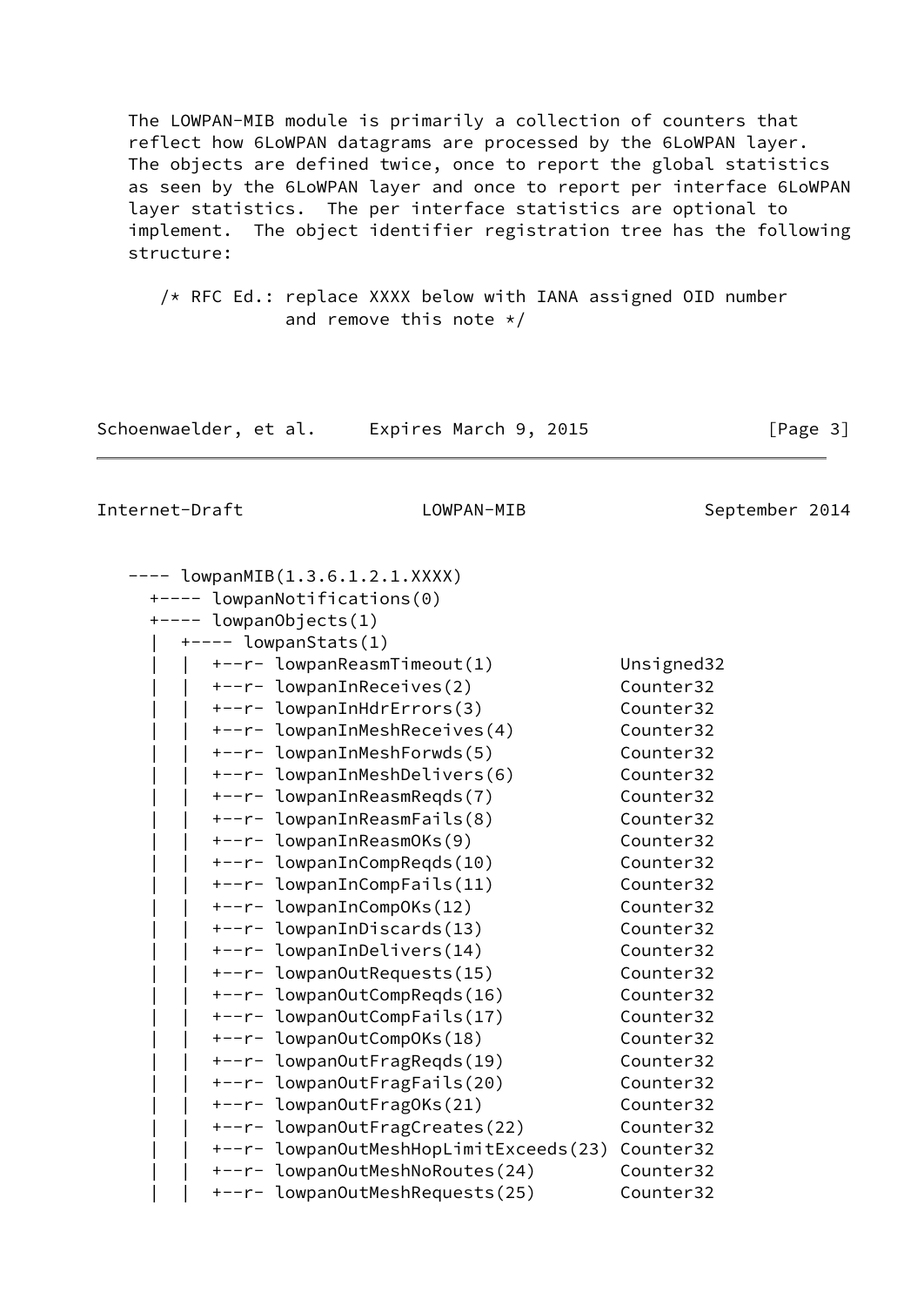The LOWPAN-MIB module is primarily a collection of counters that reflect how 6LoWPAN datagrams are processed by the 6LoWPAN layer. The objects are defined twice, once to report the global statistics as seen by the 6LoWPAN layer and once to report per interface 6LoWPAN layer statistics. The per interface statistics are optional to implement. The object identifier registration tree has the following structure:

```
   /* RFC Ed.: replace XXXX below with IANA assigned OID number
               and remove this note */
```

```
---- lowpanMIB(1.3.6.1.2.1.XXXX)
  +---- lowpanNotifications(0)
  +---- lowpanObjects(1)
  |  +---- lowpanStats(1)
  |  |  +--r- lowpanReasmTimeout(1)           Unsigned32
  |  |  +--r- lowpanInReceives(2)             Counter32
  |  |  +--r- lowpanInHdrErrors(3)            Counter32
  |  |  +--r- lowpanInMeshReceives(4)         Counter32
  |  |  +--r- lowpanInMeshForwds(5)           Counter32
  |  |  +--r- lowpanInMeshDelivers(6)         Counter32
  |  |  +--r- lowpanInReasmReqds(7)           Counter32
  |  |  +--r- lowpanInReasmFails(8)           Counter32
  |  |  +--r- lowpanInReasmOKs(9)             Counter32
  |  |  +--r- lowpanInCompReqds(10)           Counter32
  |  |  +--r- lowpanInCompFails(11)           Counter32
  |  |  +--r- lowpanInCompOKs(12)             Counter32
  |  |  +--r- lowpanInDiscards(13)            Counter32
  |  |  +--r- lowpanInDelivers(14)            Counter32
  |  |  +--r- lowpanOutRequests(15)           Counter32
  |  |  +--r- lowpanOutCompReqds(16)          Counter32
  |  |  +--r- lowpanOutCompFails(17)          Counter32
  |  |  +--r- lowpanOutCompOKs(18)            Counter32
  |  |  +--r- lowpanOutFragReqds(19)          Counter32
  |  |  +--r- lowpanOutFragFails(20)          Counter32
  |  |  +--r- lowpanOutFragOKs(21)            Counter32
  |  |  +--r- lowpanOutFragCreates(22)        Counter32
  |  |  +--r- lowpanOutMeshHopLimitExceeds(23) Counter32
  |  |  +--r- lowpanOutMeshNoRoutes(24)       Counter32
  |  |  +--r- lowpanOutMeshRequests(25)       Counter32
```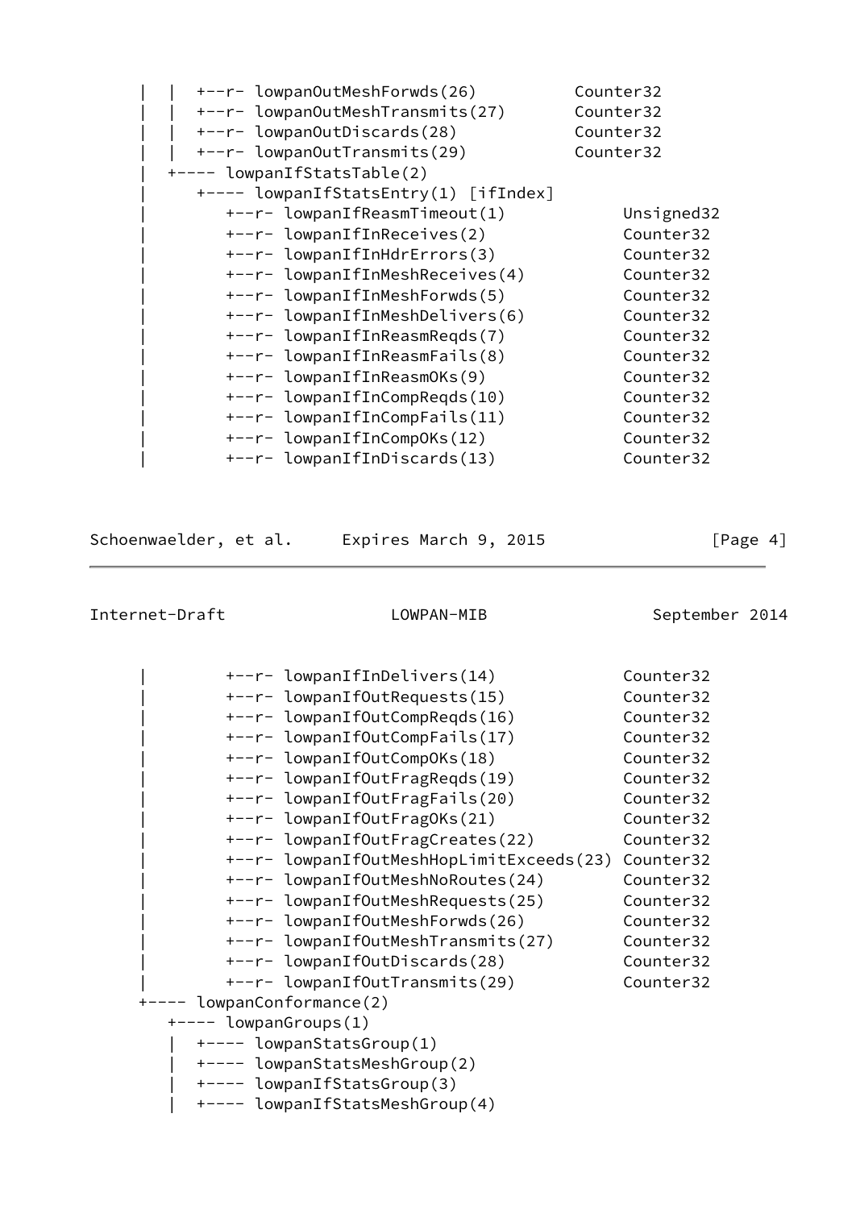```
     |  |  +--r- lowpanOutMeshForwds(26)          Counter32
     |  |  +--r- lowpanOutMeshTransmits(27)       Counter32
     |  |  +--r- lowpanOutDiscards(28)            Counter32
     |  |  +--r- lowpanOutTransmits(29)           Counter32
     |  +---- lowpanIfStatsTable(2)
     |     +---- lowpanIfStatsEntry(1) [ifIndex]
     |        +--r- lowpanIfReasmTimeout(1)            Unsigned32
     |        +--r- lowpanIfInReceives(2)              Counter32
     |        +--r- lowpanIfInHdrErrors(3)             Counter32
     |        +--r- lowpanIfInMeshReceives(4)          Counter32
     |        +--r- lowpanIfInMeshForwds(5)            Counter32
     |        +--r- lowpanIfInMeshDelivers(6)          Counter32
     |        +--r- lowpanIfInReasmReqds(7)            Counter32
     |        +--r- lowpanIfInReasmFails(8)            Counter32
     |        +--r- lowpanIfInReasmOKs(9)              Counter32
     |        +--r- lowpanIfInCompReqds(10)            Counter32
     |        +--r- lowpanIfInCompFails(11)            Counter32
     |        +--r- lowpanIfInCompOKs(12)              Counter32
     |        +--r- lowpanIfInDiscards(13)             Counter32
```

```
     |        +--r- lowpanIfInDelivers(14)             Counter32
     |        +--r- lowpanIfOutRequests(15)            Counter32
     |        +--r- lowpanIfOutCompReqds(16)           Counter32
     |        +--r- lowpanIfOutCompFails(17)           Counter32
     |        +--r- lowpanIfOutCompOKs(18)             Counter32
     |        +--r- lowpanIfOutFragReqds(19)           Counter32
     |        +--r- lowpanIfOutFragFails(20)           Counter32
     |        +--r- lowpanIfOutFragOKs(21)             Counter32
     |        +--r- lowpanIfOutFragCreates(22)         Counter32
     |        +--r- lowpanIfOutMeshHopLimitExceeds(23) Counter32
     |        +--r- lowpanIfOutMeshNoRoutes(24)        Counter32
     |        +--r- lowpanIfOutMeshRequests(25)        Counter32
     |        +--r- lowpanIfOutMeshForwds(26)          Counter32
     |        +--r- lowpanIfOutMeshTransmits(27)       Counter32
     |        +--r- lowpanIfOutDiscards(28)            Counter32
     |        +--r- lowpanIfOutTransmits(29)           Counter32
     +---- lowpanConformance(2)
        +---- lowpanGroups(1)
        |  +---- lowpanStatsGroup(1)
        |  +---- lowpanStatsMeshGroup(2)
        |  +---- lowpanIfStatsGroup(3)
        |  +---- lowpanIfStatsMeshGroup(4)
```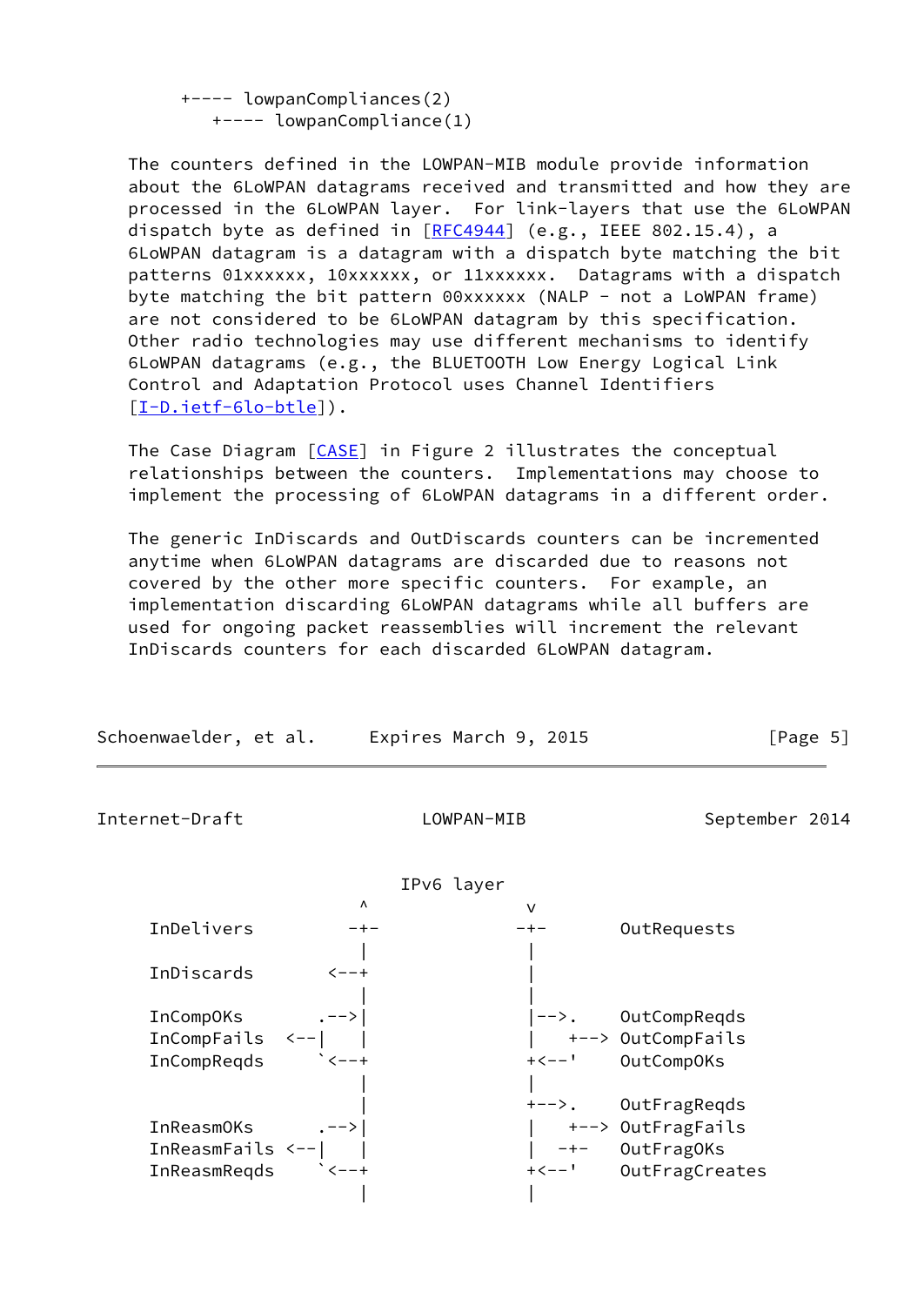```
      +---- lowpanCompliances(2)
         +---- lowpanCompliance(1)
```

The counters defined in the LOWPAN-MIB module provide information about the 6LoWPAN datagrams received and transmitted and how they are processed in the 6LoWPAN layer. For link-layers that use the 6LoWPAN dispatch byte as defined in [RFC4944] (e.g., IEEE 802.15.4), a 6LoWPAN datagram is a datagram with a dispatch byte matching the bit patterns 01xxxxxx, 10xxxxxx, or 11xxxxxx. Datagrams with a dispatch byte matching the bit pattern 00xxxxxx (NALP - not a LoWPAN frame) are not considered to be 6LoWPAN datagram by this specification. Other radio technologies may use different mechanisms to identify 6LoWPAN datagrams (e.g., the BLUETOOTH Low Energy Logical Link Control and Adaptation Protocol uses Channel Identifiers [I-D.ietf-6lo-btle]).

The Case Diagram [CASE] in Figure 2 illustrates the conceptual relationships between the counters. Implementations may choose to implement the processing of 6LoWPAN datagrams in a different order.

The generic InDiscards and OutDiscards counters can be incremented anytime when 6LoWPAN datagrams are discarded due to reasons not covered by the other more specific counters. For example, an implementation discarding 6LoWPAN datagrams while all buffers are used for ongoing packet reassemblies will increment the relevant InDiscards counters for each discarded 6LoWPAN datagram.

```
                              IPv6 layer
                          ^                v
      InDelivers         -+-              -+-       OutRequests
                          |                |
      InDiscards       <--+                |
                          |                |
      InCompOKs        .-->|               |-->.    OutCompReqds
      InCompFails  <--|   |                |   +--> OutCompFails
      InCompReqds      `<--+               +<--'    OutCompOKs
                          |                |
                          |                +-->.    OutFragReqds
      InReasmOKs       .-->|               |   +--> OutFragFails
      InReasmFails <--|   |                |  -+-   OutFragOKs
      InReasmReqds     `<--+               +<--'    OutFragCreates
                          |                |
```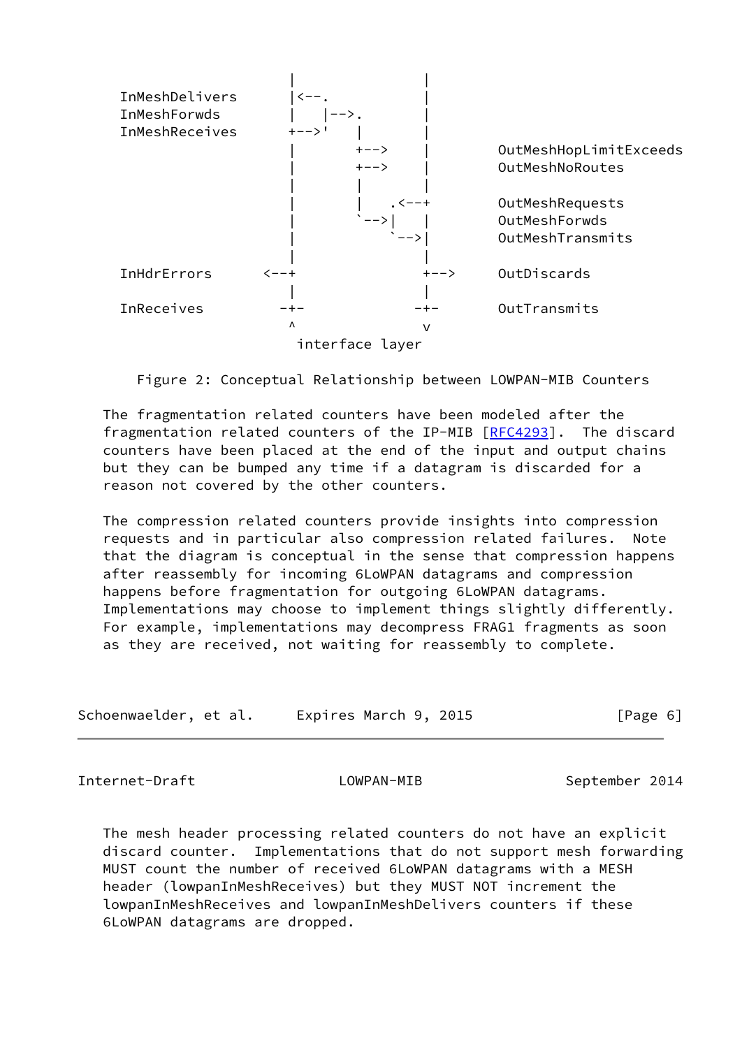```
                        |                 |
  InMeshDelivers        |<--.             |
  InMeshForwds          |   |-->.         |
  InMeshReceives        +-->'   |         |
                        |       +-->      |     OutMeshHopLimitExceeds
                        |       +-->      |     OutMeshNoRoutes
                        |       |         |
                        |       |    .<--+      OutMeshRequests
                        |       `-->|    |      OutMeshForwds
                        |            `-->|      OutMeshTransmits
                        |                 |
  InHdrErrors        <--+                 +-->  OutDiscards
                        |                 |
  InReceives           -+-               -+-    OutTransmits
                        ^                 v
                         interface layer
```

Figure 2: Conceptual Relationship between LOWPAN-MIB Counters

The fragmentation related counters have been modeled after the fragmentation related counters of the IP-MIB [RFC4293]. The discard counters have been placed at the end of the input and output chains but they can be bumped any time if a datagram is discarded for a reason not covered by the other counters.

The compression related counters provide insights into compression requests and in particular also compression related failures. Note that the diagram is conceptual in the sense that compression happens after reassembly for incoming 6LoWPAN datagrams and compression happens before fragmentation for outgoing 6LoWPAN datagrams. Implementations may choose to implement things slightly differently. For example, implementations may decompress FRAG1 fragments as soon as they are received, not waiting for reassembly to complete.

The mesh header processing related counters do not have an explicit discard counter. Implementations that do not support mesh forwarding MUST count the number of received 6LoWPAN datagrams with a MESH header (lowpanInMeshReceives) but they MUST NOT increment the lowpanInMeshReceives and lowpanInMeshDelivers counters if these 6LoWPAN datagrams are dropped.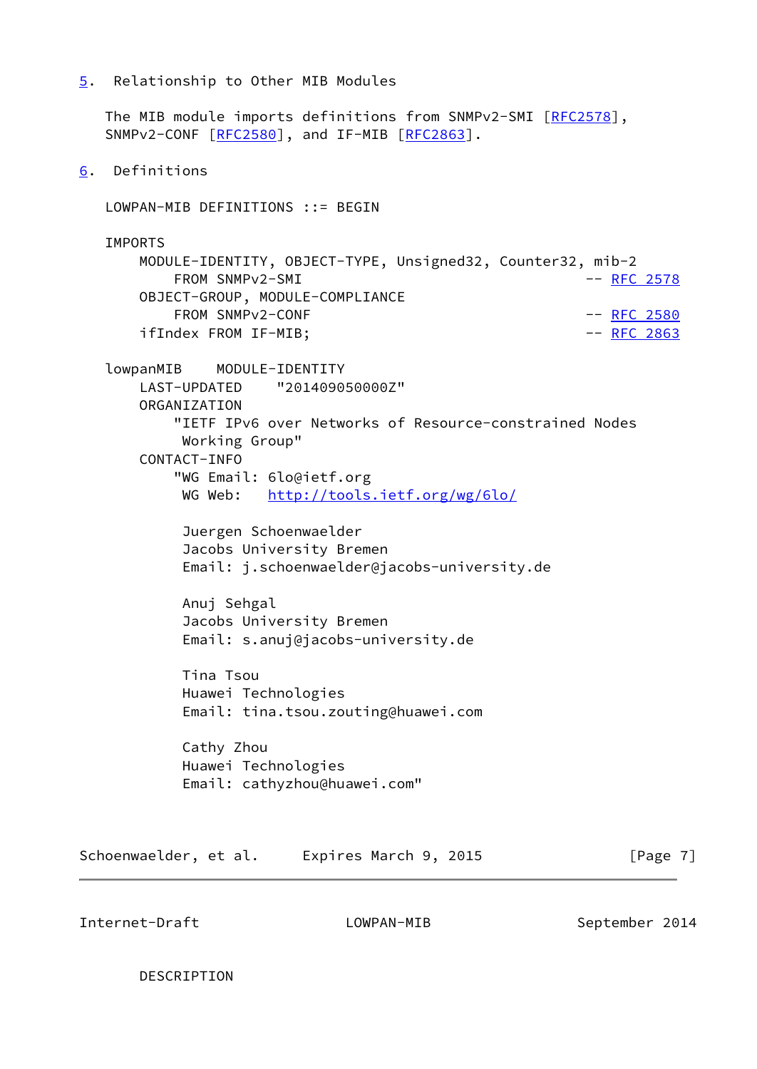## 5. Relationship to Other MIB Modules

The MIB module imports definitions from SNMPv2-SMI [RFC2578], SNMPv2-CONF [RFC2580], and IF-MIB [RFC2863].

## 6. Definitions

```
LOWPAN-MIB DEFINITIONS ::= BEGIN

IMPORTS
    MODULE-IDENTITY, OBJECT-TYPE, Unsigned32, Counter32, mib-2
        FROM SNMPv2-SMI                                 -- RFC 2578
    OBJECT-GROUP, MODULE-COMPLIANCE
        FROM SNMPv2-CONF                                -- RFC 2580
    ifIndex FROM IF-MIB;                                -- RFC 2863

lowpanMIB    MODULE-IDENTITY
    LAST-UPDATED    "201409050000Z"
    ORGANIZATION
        "IETF IPv6 over Networks of Resource-constrained Nodes
         Working Group"
    CONTACT-INFO
        "WG Email: 6lo@ietf.org
         WG Web:   http://tools.ietf.org/wg/6lo/

         Juergen Schoenwaelder
         Jacobs University Bremen
         Email: j.schoenwaelder@jacobs-university.de

         Anuj Sehgal
         Jacobs University Bremen
         Email: s.anuj@jacobs-university.de

         Tina Tsou
         Huawei Technologies
         Email: tina.tsou.zouting@huawei.com

         Cathy Zhou
         Huawei Technologies
         Email: cathyzhou@huawei.com"

    DESCRIPTION
```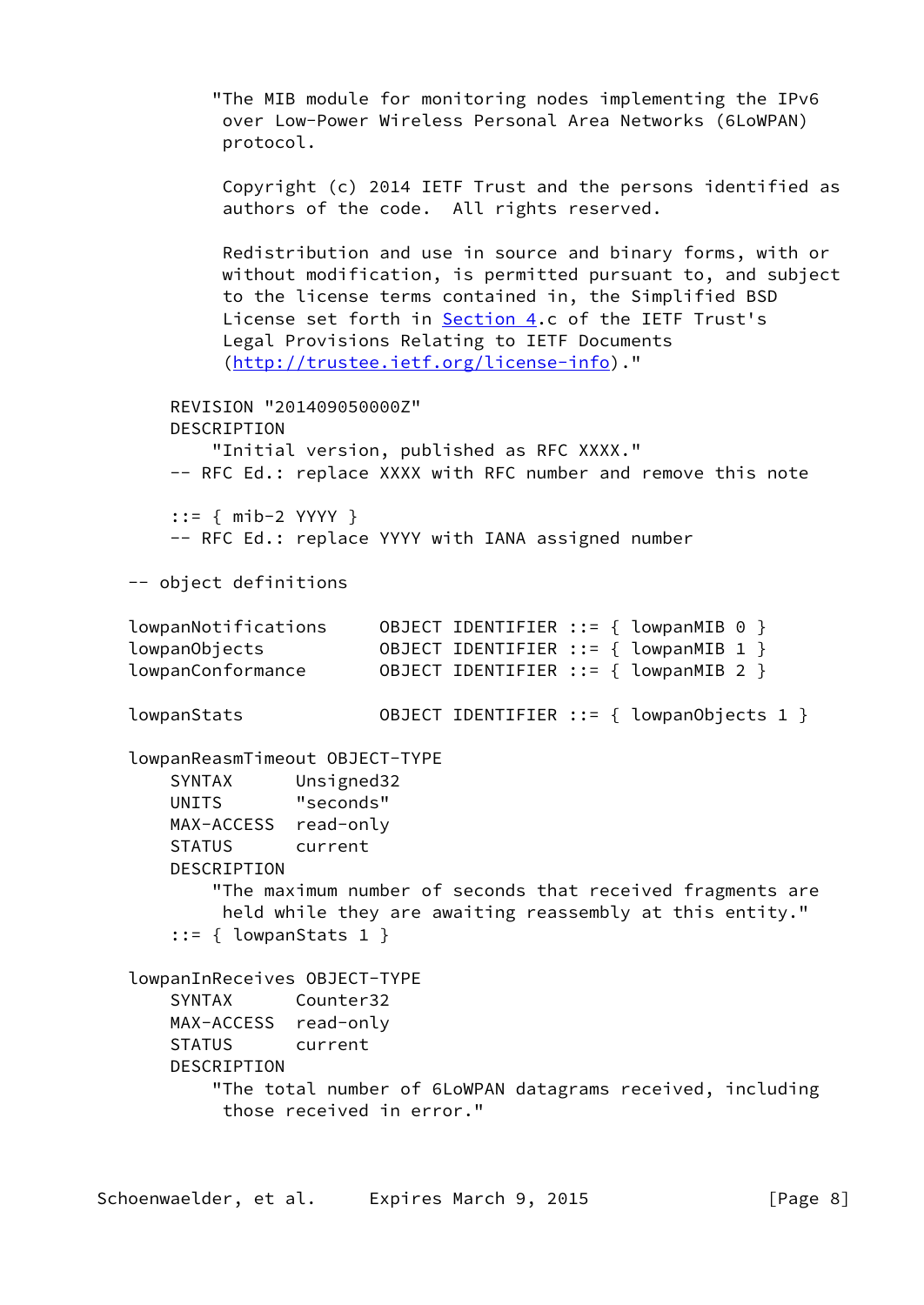```
         "The MIB module for monitoring nodes implementing the IPv6
          over Low-Power Wireless Personal Area Networks (6LoWPAN)
          protocol.

          Copyright (c) 2014 IETF Trust and the persons identified as
          authors of the code.  All rights reserved.

          Redistribution and use in source and binary forms, with or
          without modification, is permitted pursuant to, and subject
          to the license terms contained in, the Simplified BSD
          License set forth in Section 4.c of the IETF Trust's
          Legal Provisions Relating to IETF Documents
          (http://trustee.ietf.org/license-info)."

     REVISION "201409050000Z"
     DESCRIPTION
         "Initial version, published as RFC XXXX."
     -- RFC Ed.: replace XXXX with RFC number and remove this note

     ::= { mib-2 YYYY }
     -- RFC Ed.: replace YYYY with IANA assigned number

 -- object definitions

 lowpanNotifications      OBJECT IDENTIFIER ::= { lowpanMIB 0 }
 lowpanObjects            OBJECT IDENTIFIER ::= { lowpanMIB 1 }
 lowpanConformance        OBJECT IDENTIFIER ::= { lowpanMIB 2 }

 lowpanStats              OBJECT IDENTIFIER ::= { lowpanObjects 1 }

 lowpanReasmTimeout OBJECT-TYPE
     SYNTAX      Unsigned32
     UNITS       "seconds"
     MAX-ACCESS  read-only
     STATUS      current
     DESCRIPTION
         "The maximum number of seconds that received fragments are
          held while they are awaiting reassembly at this entity."
     ::= { lowpanStats 1 }

 lowpanInReceives OBJECT-TYPE
     SYNTAX      Counter32
     MAX-ACCESS  read-only
     STATUS      current
     DESCRIPTION
         "The total number of 6LoWPAN datagrams received, including
          those received in error."
```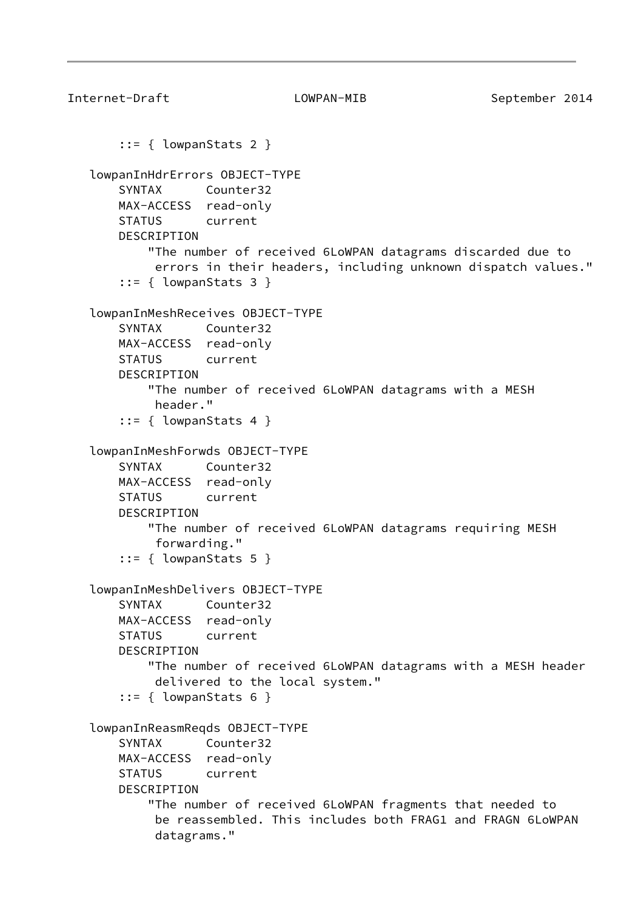```
       ::= { lowpanStats 2 }

   lowpanInHdrErrors OBJECT-TYPE
       SYNTAX      Counter32
       MAX-ACCESS  read-only
       STATUS      current
       DESCRIPTION
           "The number of received 6LoWPAN datagrams discarded due to
            errors in their headers, including unknown dispatch values."
       ::= { lowpanStats 3 }

   lowpanInMeshReceives OBJECT-TYPE
       SYNTAX      Counter32
       MAX-ACCESS  read-only
       STATUS      current
       DESCRIPTION
           "The number of received 6LoWPAN datagrams with a MESH
            header."
       ::= { lowpanStats 4 }

   lowpanInMeshForwds OBJECT-TYPE
       SYNTAX      Counter32
       MAX-ACCESS  read-only
       STATUS      current
       DESCRIPTION
           "The number of received 6LoWPAN datagrams requiring MESH
            forwarding."
       ::= { lowpanStats 5 }

   lowpanInMeshDelivers OBJECT-TYPE
       SYNTAX      Counter32
       MAX-ACCESS  read-only
       STATUS      current
       DESCRIPTION
           "The number of received 6LoWPAN datagrams with a MESH header
            delivered to the local system."
       ::= { lowpanStats 6 }

   lowpanInReasmReqds OBJECT-TYPE
       SYNTAX      Counter32
       MAX-ACCESS  read-only
       STATUS      current
       DESCRIPTION
           "The number of received 6LoWPAN fragments that needed to
            be reassembled. This includes both FRAG1 and FRAGN 6LoWPAN
            datagrams."
```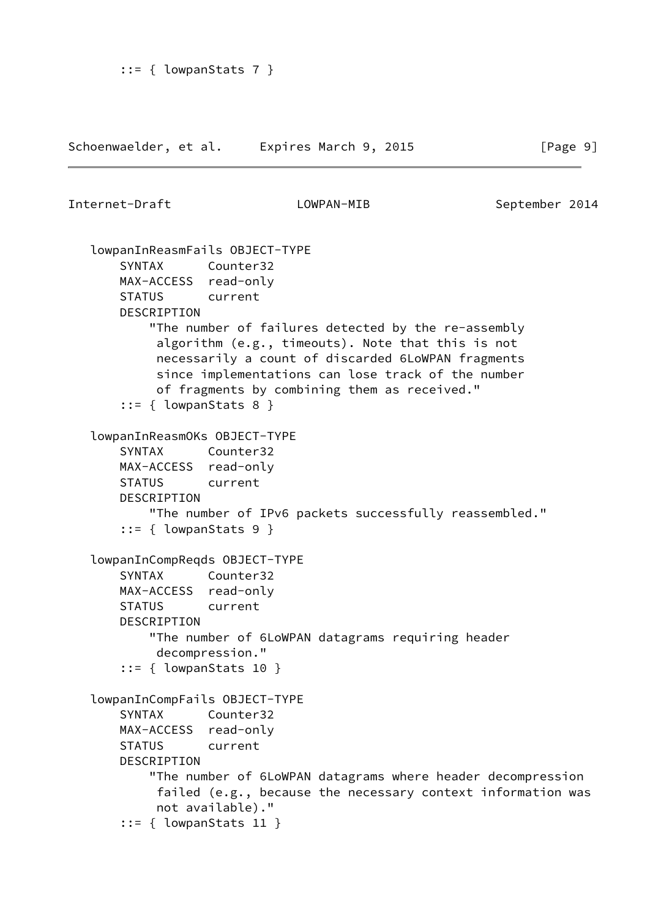```
      ::= { lowpanStats 7 }
```

```
   lowpanInReasmFails OBJECT-TYPE
       SYNTAX      Counter32
       MAX-ACCESS  read-only
       STATUS      current
       DESCRIPTION
           "The number of failures detected by the re-assembly
            algorithm (e.g., timeouts). Note that this is not
            necessarily a count of discarded 6LoWPAN fragments
            since implementations can lose track of the number
            of fragments by combining them as received."
       ::= { lowpanStats 8 }

   lowpanInReasmOKs OBJECT-TYPE
       SYNTAX      Counter32
       MAX-ACCESS  read-only
       STATUS      current
       DESCRIPTION
           "The number of IPv6 packets successfully reassembled."
       ::= { lowpanStats 9 }

   lowpanInCompReqds OBJECT-TYPE
       SYNTAX      Counter32
       MAX-ACCESS  read-only
       STATUS      current
       DESCRIPTION
           "The number of 6LoWPAN datagrams requiring header
            decompression."
       ::= { lowpanStats 10 }

   lowpanInCompFails OBJECT-TYPE
       SYNTAX      Counter32
       MAX-ACCESS  read-only
       STATUS      current
       DESCRIPTION
           "The number of 6LoWPAN datagrams where header decompression
            failed (e.g., because the necessary context information was
            not available)."
       ::= { lowpanStats 11 }
```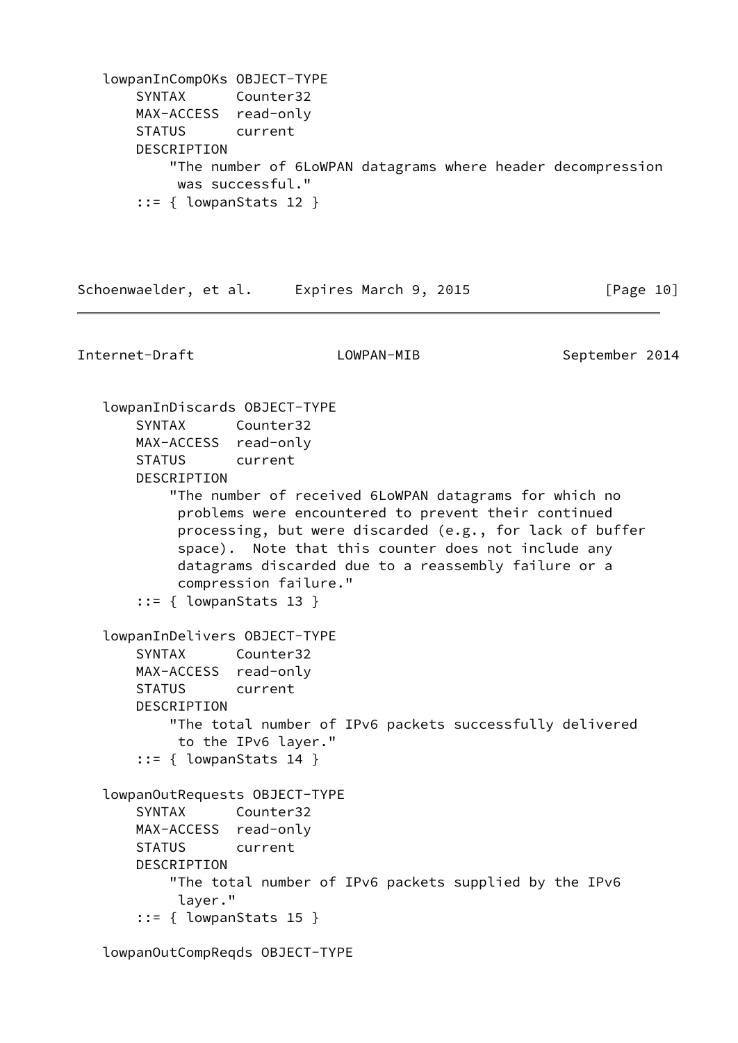```
   lowpanInCompOKs OBJECT-TYPE
       SYNTAX      Counter32
       MAX-ACCESS  read-only
       STATUS      current
       DESCRIPTION
           "The number of 6LoWPAN datagrams where header decompression
            was successful."
       ::= { lowpanStats 12 }
```

```
   lowpanInDiscards OBJECT-TYPE
       SYNTAX      Counter32
       MAX-ACCESS  read-only
       STATUS      current
       DESCRIPTION
           "The number of received 6LoWPAN datagrams for which no
            problems were encountered to prevent their continued
            processing, but were discarded (e.g., for lack of buffer
            space).  Note that this counter does not include any
            datagrams discarded due to a reassembly failure or a
            compression failure."
       ::= { lowpanStats 13 }

   lowpanInDelivers OBJECT-TYPE
       SYNTAX      Counter32
       MAX-ACCESS  read-only
       STATUS      current
       DESCRIPTION
           "The total number of IPv6 packets successfully delivered
            to the IPv6 layer."
       ::= { lowpanStats 14 }

   lowpanOutRequests OBJECT-TYPE
       SYNTAX      Counter32
       MAX-ACCESS  read-only
       STATUS      current
       DESCRIPTION
           "The total number of IPv6 packets supplied by the IPv6
            layer."
       ::= { lowpanStats 15 }

   lowpanOutCompReqds OBJECT-TYPE
```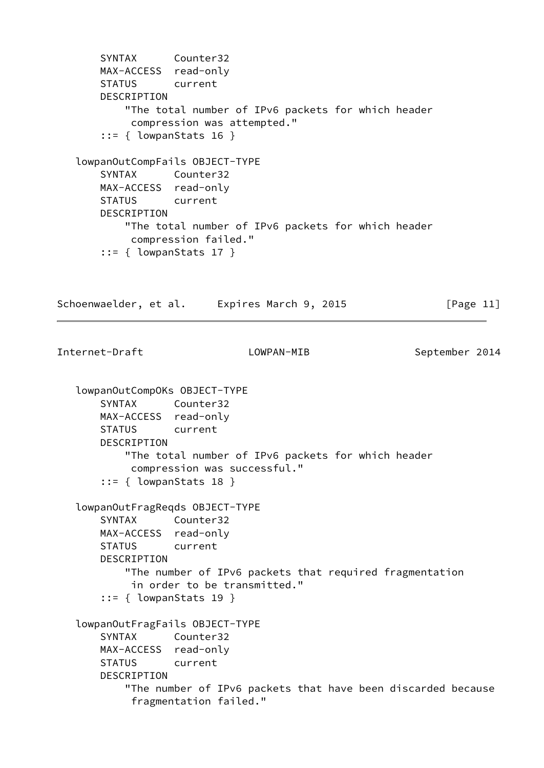```
       SYNTAX      Counter32
       MAX-ACCESS  read-only
       STATUS      current
       DESCRIPTION
           "The total number of IPv6 packets for which header
            compression was attempted."
       ::= { lowpanStats 16 }

   lowpanOutCompFails OBJECT-TYPE
       SYNTAX      Counter32
       MAX-ACCESS  read-only
       STATUS      current
       DESCRIPTION
           "The total number of IPv6 packets for which header
            compression failed."
       ::= { lowpanStats 17 }

   lowpanOutCompOKs OBJECT-TYPE
       SYNTAX      Counter32
       MAX-ACCESS  read-only
       STATUS      current
       DESCRIPTION
           "The total number of IPv6 packets for which header
            compression was successful."
       ::= { lowpanStats 18 }

   lowpanOutFragReqds OBJECT-TYPE
       SYNTAX      Counter32
       MAX-ACCESS  read-only
       STATUS      current
       DESCRIPTION
           "The number of IPv6 packets that required fragmentation
            in order to be transmitted."
       ::= { lowpanStats 19 }

   lowpanOutFragFails OBJECT-TYPE
       SYNTAX      Counter32
       MAX-ACCESS  read-only
       STATUS      current
       DESCRIPTION
           "The number of IPv6 packets that have been discarded because
            fragmentation failed."
```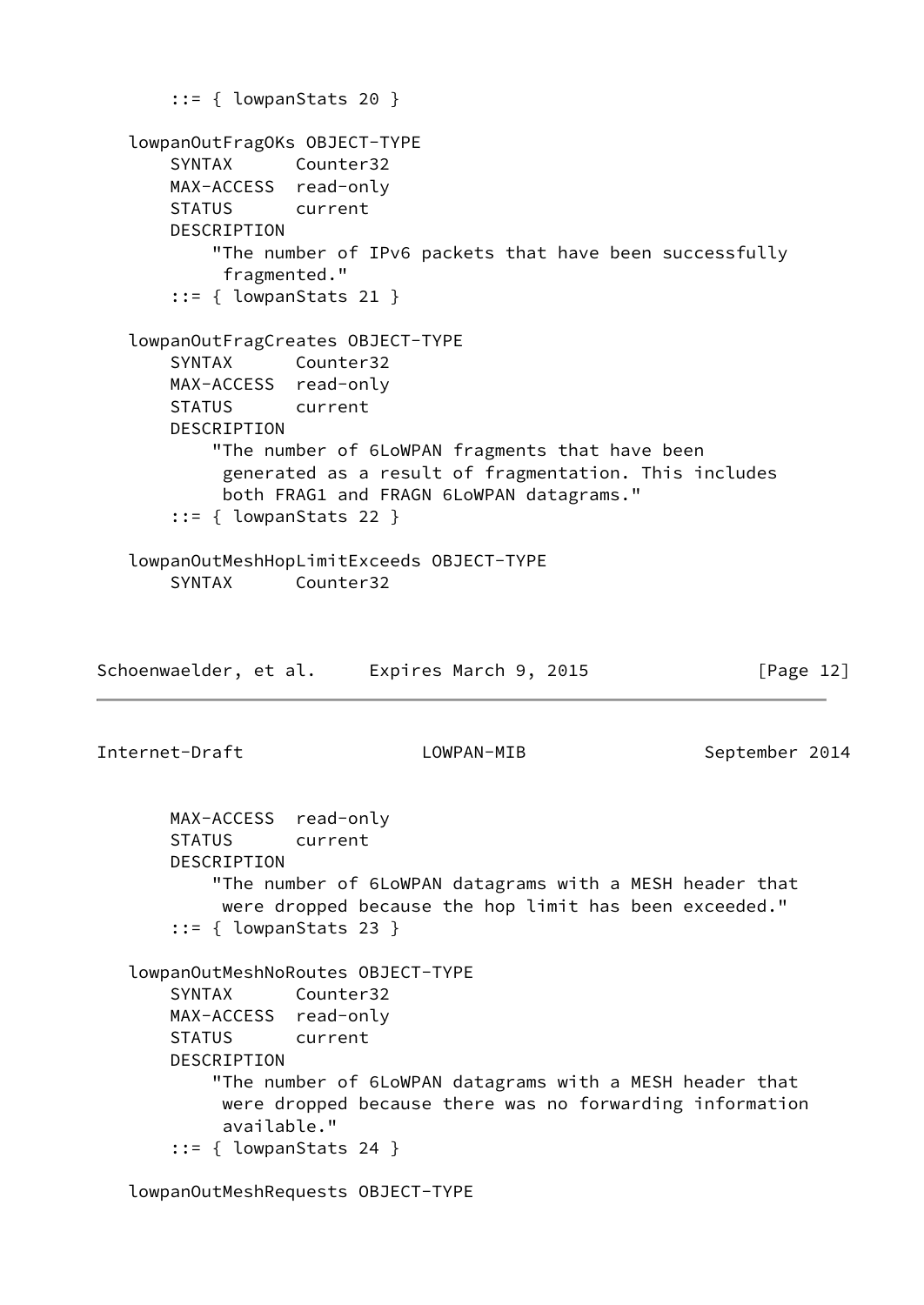```
       ::= { lowpanStats 20 }

   lowpanOutFragOKs OBJECT-TYPE
       SYNTAX      Counter32
       MAX-ACCESS  read-only
       STATUS      current
       DESCRIPTION
           "The number of IPv6 packets that have been successfully
            fragmented."
       ::= { lowpanStats 21 }

   lowpanOutFragCreates OBJECT-TYPE
       SYNTAX      Counter32
       MAX-ACCESS  read-only
       STATUS      current
       DESCRIPTION
           "The number of 6LoWPAN fragments that have been
            generated as a result of fragmentation. This includes
            both FRAG1 and FRAGN 6LoWPAN datagrams."
       ::= { lowpanStats 22 }

   lowpanOutMeshHopLimitExceeds OBJECT-TYPE
       SYNTAX      Counter32
       MAX-ACCESS  read-only
       STATUS      current
       DESCRIPTION
           "The number of 6LoWPAN datagrams with a MESH header that
            were dropped because the hop limit has been exceeded."
       ::= { lowpanStats 23 }

   lowpanOutMeshNoRoutes OBJECT-TYPE
       SYNTAX      Counter32
       MAX-ACCESS  read-only
       STATUS      current
       DESCRIPTION
           "The number of 6LoWPAN datagrams with a MESH header that
            were dropped because there was no forwarding information
            available."
       ::= { lowpanStats 24 }

   lowpanOutMeshRequests OBJECT-TYPE
```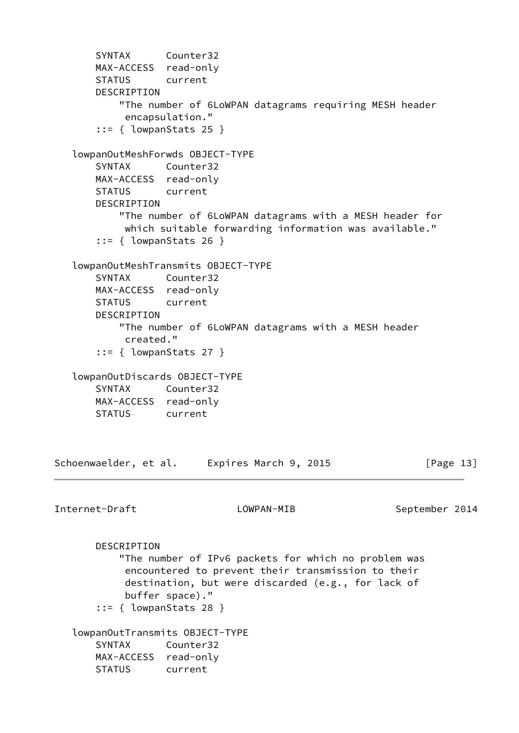```
       SYNTAX      Counter32
       MAX-ACCESS  read-only
       STATUS      current
       DESCRIPTION
           "The number of 6LoWPAN datagrams requiring MESH header
            encapsulation."
       ::= { lowpanStats 25 }

   lowpanOutMeshForwds OBJECT-TYPE
       SYNTAX      Counter32
       MAX-ACCESS  read-only
       STATUS      current
       DESCRIPTION
           "The number of 6LoWPAN datagrams with a MESH header for
            which suitable forwarding information was available."
       ::= { lowpanStats 26 }

   lowpanOutMeshTransmits OBJECT-TYPE
       SYNTAX      Counter32
       MAX-ACCESS  read-only
       STATUS      current
       DESCRIPTION
           "The number of 6LoWPAN datagrams with a MESH header
            created."
       ::= { lowpanStats 27 }

   lowpanOutDiscards OBJECT-TYPE
       SYNTAX      Counter32
       MAX-ACCESS  read-only
       STATUS      current
       DESCRIPTION
           "The number of IPv6 packets for which no problem was
            encountered to prevent their transmission to their
            destination, but were discarded (e.g., for lack of
            buffer space)."
       ::= { lowpanStats 28 }

   lowpanOutTransmits OBJECT-TYPE
       SYNTAX      Counter32
       MAX-ACCESS  read-only
       STATUS      current
```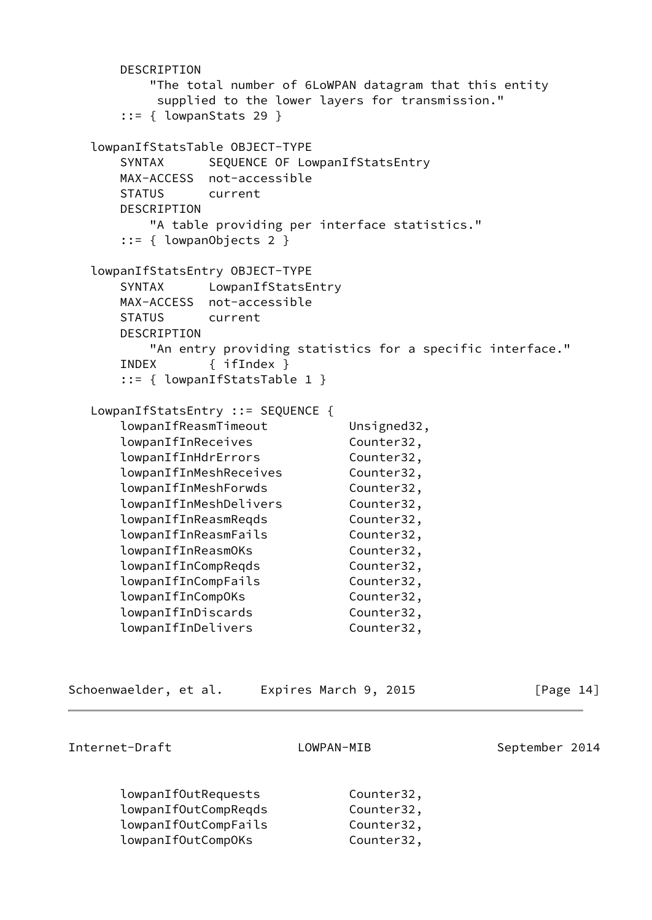```
       DESCRIPTION
           "The total number of 6LoWPAN datagram that this entity
            supplied to the lower layers for transmission."
       ::= { lowpanStats 29 }

   lowpanIfStatsTable OBJECT-TYPE
       SYNTAX      SEQUENCE OF LowpanIfStatsEntry
       MAX-ACCESS  not-accessible
       STATUS      current
       DESCRIPTION
           "A table providing per interface statistics."
       ::= { lowpanObjects 2 }

   lowpanIfStatsEntry OBJECT-TYPE
       SYNTAX      LowpanIfStatsEntry
       MAX-ACCESS  not-accessible
       STATUS      current
       DESCRIPTION
           "An entry providing statistics for a specific interface."
       INDEX       { ifIndex }
       ::= { lowpanIfStatsTable 1 }

   LowpanIfStatsEntry ::= SEQUENCE {
       lowpanIfReasmTimeout           Unsigned32,
       lowpanIfInReceives             Counter32,
       lowpanIfInHdrErrors            Counter32,
       lowpanIfInMeshReceives         Counter32,
       lowpanIfInMeshForwds           Counter32,
       lowpanIfInMeshDelivers         Counter32,
       lowpanIfInReasmReqds           Counter32,
       lowpanIfInReasmFails           Counter32,
       lowpanIfInReasmOKs             Counter32,
       lowpanIfInCompReqds            Counter32,
       lowpanIfInCompFails            Counter32,
       lowpanIfInCompOKs              Counter32,
       lowpanIfInDiscards             Counter32,
       lowpanIfInDelivers             Counter32,
       lowpanIfOutRequests            Counter32,
       lowpanIfOutCompReqds           Counter32,
       lowpanIfOutCompFails           Counter32,
       lowpanIfOutCompOKs             Counter32,
```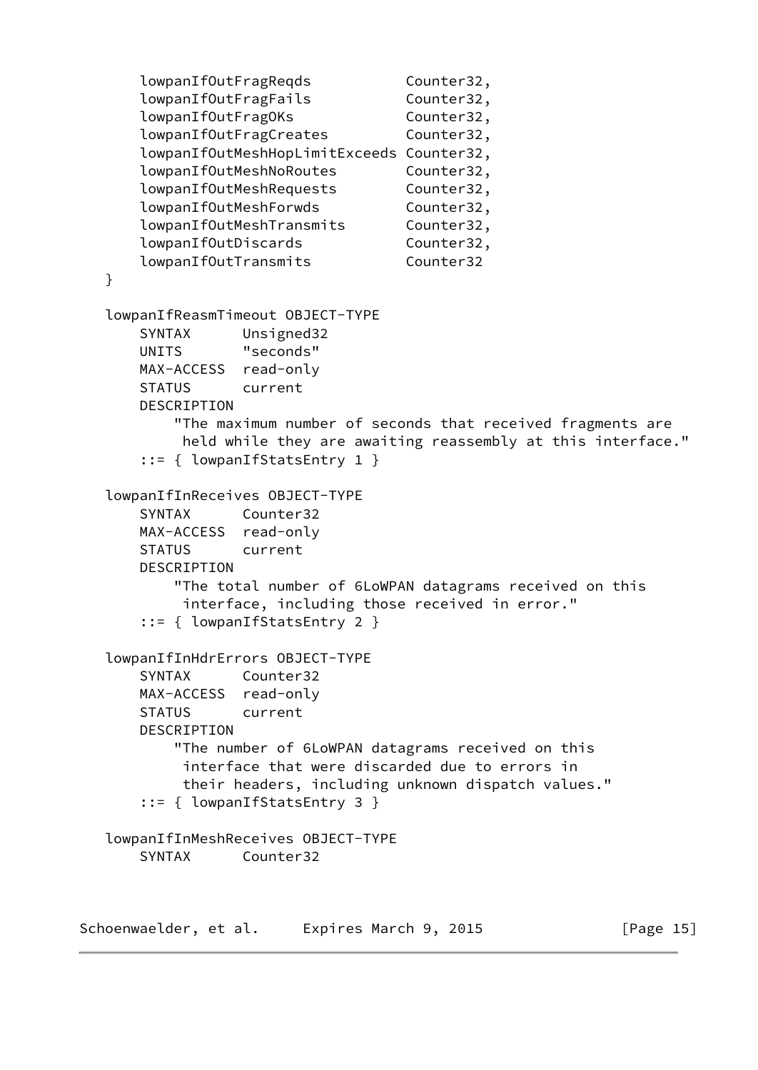```
       lowpanIfOutFragReqds           Counter32,
       lowpanIfOutFragFails           Counter32,
       lowpanIfOutFragOKs             Counter32,
       lowpanIfOutFragCreates         Counter32,
       lowpanIfOutMeshHopLimitExceeds Counter32,
       lowpanIfOutMeshNoRoutes        Counter32,
       lowpanIfOutMeshRequests        Counter32,
       lowpanIfOutMeshForwds          Counter32,
       lowpanIfOutMeshTransmits       Counter32,
       lowpanIfOutDiscards            Counter32,
       lowpanIfOutTransmits           Counter32
   }

   lowpanIfReasmTimeout OBJECT-TYPE
       SYNTAX      Unsigned32
       UNITS       "seconds"
       MAX-ACCESS  read-only
       STATUS      current
       DESCRIPTION
           "The maximum number of seconds that received fragments are
            held while they are awaiting reassembly at this interface."
       ::= { lowpanIfStatsEntry 1 }

   lowpanIfInReceives OBJECT-TYPE
       SYNTAX      Counter32
       MAX-ACCESS  read-only
       STATUS      current
       DESCRIPTION
           "The total number of 6LoWPAN datagrams received on this
            interface, including those received in error."
       ::= { lowpanIfStatsEntry 2 }

   lowpanIfInHdrErrors OBJECT-TYPE
       SYNTAX      Counter32
       MAX-ACCESS  read-only
       STATUS      current
       DESCRIPTION
           "The number of 6LoWPAN datagrams received on this
            interface that were discarded due to errors in
            their headers, including unknown dispatch values."
       ::= { lowpanIfStatsEntry 3 }

   lowpanIfInMeshReceives OBJECT-TYPE
       SYNTAX      Counter32
```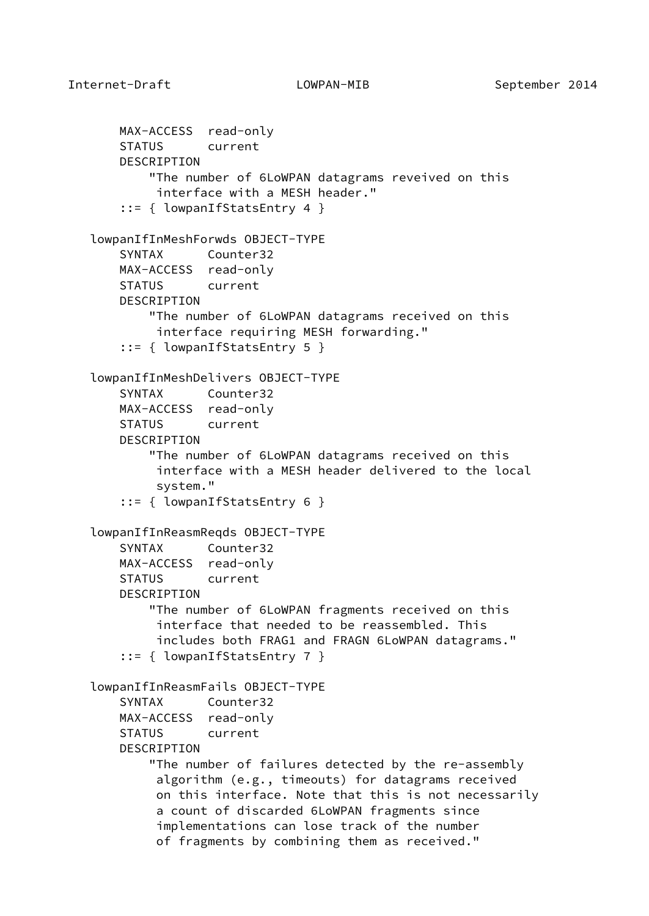```
        MAX-ACCESS  read-only
        STATUS      current
        DESCRIPTION
            "The number of 6LoWPAN datagrams reveived on this
             interface with a MESH header."
        ::= { lowpanIfStatsEntry 4 }

    lowpanIfInMeshForwds OBJECT-TYPE
        SYNTAX      Counter32
        MAX-ACCESS  read-only
        STATUS      current
        DESCRIPTION
            "The number of 6LoWPAN datagrams received on this
             interface requiring MESH forwarding."
        ::= { lowpanIfStatsEntry 5 }

    lowpanIfInMeshDelivers OBJECT-TYPE
        SYNTAX      Counter32
        MAX-ACCESS  read-only
        STATUS      current
        DESCRIPTION
            "The number of 6LoWPAN datagrams received on this
             interface with a MESH header delivered to the local
             system."
        ::= { lowpanIfStatsEntry 6 }

    lowpanIfInReasmReqds OBJECT-TYPE
        SYNTAX      Counter32
        MAX-ACCESS  read-only
        STATUS      current
        DESCRIPTION
            "The number of 6LoWPAN fragments received on this
             interface that needed to be reassembled. This
             includes both FRAG1 and FRAGN 6LoWPAN datagrams."
        ::= { lowpanIfStatsEntry 7 }

    lowpanIfInReasmFails OBJECT-TYPE
        SYNTAX      Counter32
        MAX-ACCESS  read-only
        STATUS      current
        DESCRIPTION
            "The number of failures detected by the re-assembly
             algorithm (e.g., timeouts) for datagrams received
             on this interface. Note that this is not necessarily
             a count of discarded 6LoWPAN fragments since
             implementations can lose track of the number
             of fragments by combining them as received."
```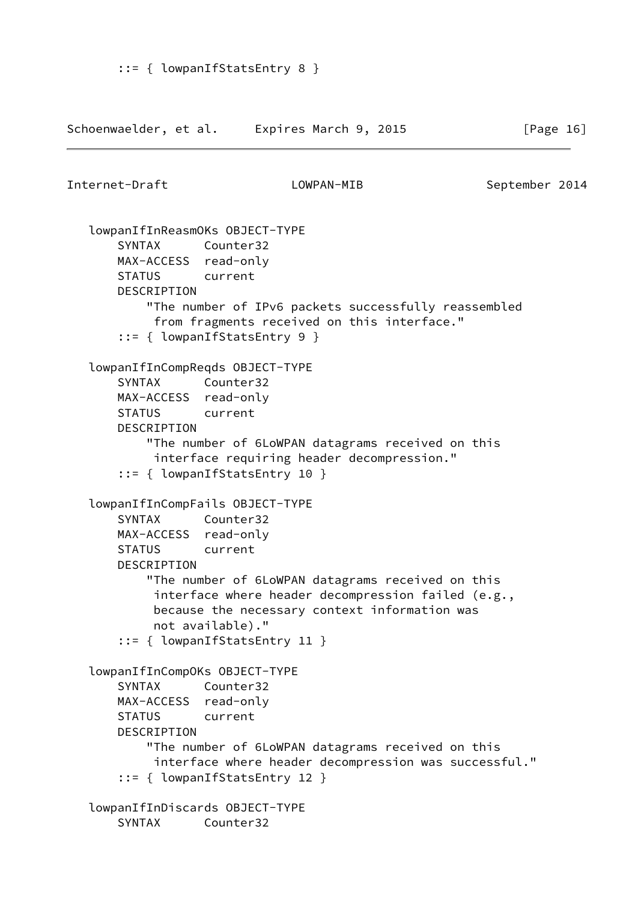```
      ::= { lowpanIfStatsEntry 8 }
```

```
   lowpanIfInReasmOKs OBJECT-TYPE
       SYNTAX      Counter32
       MAX-ACCESS  read-only
       STATUS      current
       DESCRIPTION
           "The number of IPv6 packets successfully reassembled
            from fragments received on this interface."
       ::= { lowpanIfStatsEntry 9 }

   lowpanIfInCompReqds OBJECT-TYPE
       SYNTAX      Counter32
       MAX-ACCESS  read-only
       STATUS      current
       DESCRIPTION
           "The number of 6LoWPAN datagrams received on this
            interface requiring header decompression."
       ::= { lowpanIfStatsEntry 10 }

   lowpanIfInCompFails OBJECT-TYPE
       SYNTAX      Counter32
       MAX-ACCESS  read-only
       STATUS      current
       DESCRIPTION
           "The number of 6LoWPAN datagrams received on this
            interface where header decompression failed (e.g.,
            because the necessary context information was
            not available)."
       ::= { lowpanIfStatsEntry 11 }

   lowpanIfInCompOKs OBJECT-TYPE
       SYNTAX      Counter32
       MAX-ACCESS  read-only
       STATUS      current
       DESCRIPTION
           "The number of 6LoWPAN datagrams received on this
            interface where header decompression was successful."
       ::= { lowpanIfStatsEntry 12 }

   lowpanIfInDiscards OBJECT-TYPE
       SYNTAX      Counter32
```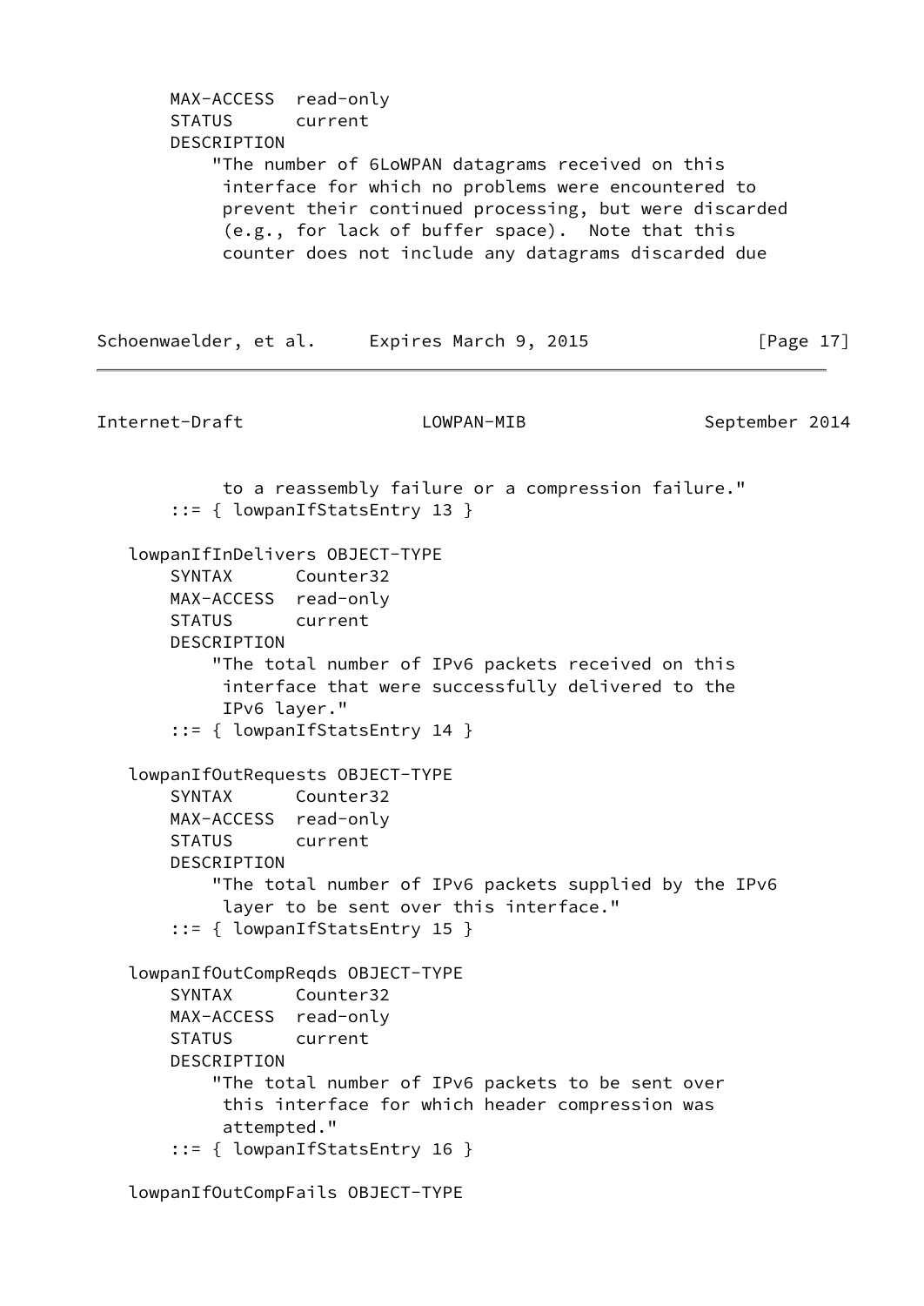```
       MAX-ACCESS  read-only
       STATUS      current
       DESCRIPTION
           "The number of 6LoWPAN datagrams received on this
            interface for which no problems were encountered to
            prevent their continued processing, but were discarded
            (e.g., for lack of buffer space).  Note that this
            counter does not include any datagrams discarded due
            to a reassembly failure or a compression failure."
       ::= { lowpanIfStatsEntry 13 }

   lowpanIfInDelivers OBJECT-TYPE
       SYNTAX      Counter32
       MAX-ACCESS  read-only
       STATUS      current
       DESCRIPTION
           "The total number of IPv6 packets received on this
            interface that were successfully delivered to the
            IPv6 layer."
       ::= { lowpanIfStatsEntry 14 }

   lowpanIfOutRequests OBJECT-TYPE
       SYNTAX      Counter32
       MAX-ACCESS  read-only
       STATUS      current
       DESCRIPTION
           "The total number of IPv6 packets supplied by the IPv6
            layer to be sent over this interface."
       ::= { lowpanIfStatsEntry 15 }

   lowpanIfOutCompReqds OBJECT-TYPE
       SYNTAX      Counter32
       MAX-ACCESS  read-only
       STATUS      current
       DESCRIPTION
           "The total number of IPv6 packets to be sent over
            this interface for which header compression was
            attempted."
       ::= { lowpanIfStatsEntry 16 }

   lowpanIfOutCompFails OBJECT-TYPE
```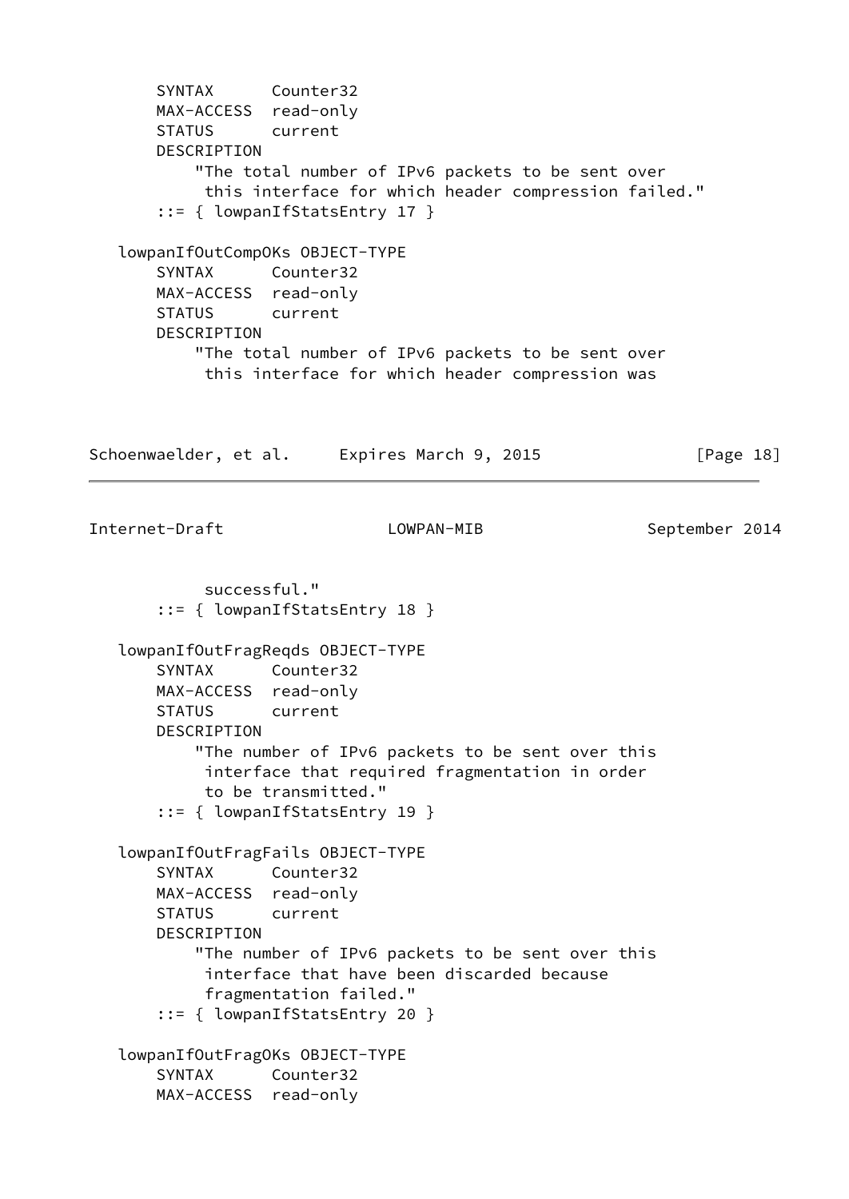```
       SYNTAX      Counter32
       MAX-ACCESS  read-only
       STATUS      current
       DESCRIPTION
           "The total number of IPv6 packets to be sent over
            this interface for which header compression failed."
       ::= { lowpanIfStatsEntry 17 }

   lowpanIfOutCompOKs OBJECT-TYPE
       SYNTAX      Counter32
       MAX-ACCESS  read-only
       STATUS      current
       DESCRIPTION
           "The total number of IPv6 packets to be sent over
            this interface for which header compression was
            successful."
       ::= { lowpanIfStatsEntry 18 }

   lowpanIfOutFragReqds OBJECT-TYPE
       SYNTAX      Counter32
       MAX-ACCESS  read-only
       STATUS      current
       DESCRIPTION
           "The number of IPv6 packets to be sent over this
            interface that required fragmentation in order
            to be transmitted."
       ::= { lowpanIfStatsEntry 19 }

   lowpanIfOutFragFails OBJECT-TYPE
       SYNTAX      Counter32
       MAX-ACCESS  read-only
       STATUS      current
       DESCRIPTION
           "The number of IPv6 packets to be sent over this
            interface that have been discarded because
            fragmentation failed."
       ::= { lowpanIfStatsEntry 20 }

   lowpanIfOutFragOKs OBJECT-TYPE
       SYNTAX      Counter32
       MAX-ACCESS  read-only
```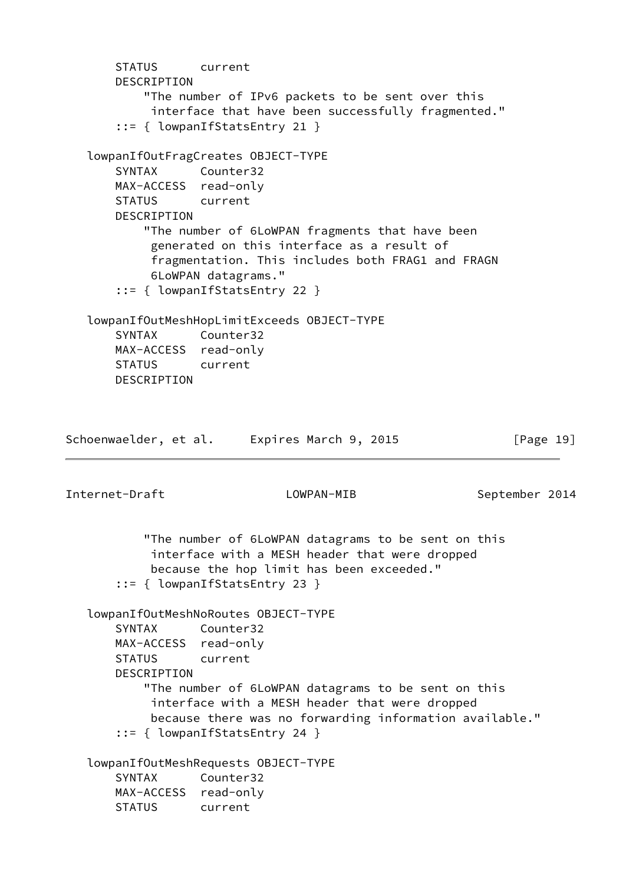```
       STATUS      current
       DESCRIPTION
           "The number of IPv6 packets to be sent over this
            interface that have been successfully fragmented."
       ::= { lowpanIfStatsEntry 21 }

   lowpanIfOutFragCreates OBJECT-TYPE
       SYNTAX      Counter32
       MAX-ACCESS  read-only
       STATUS      current
       DESCRIPTION
           "The number of 6LoWPAN fragments that have been
            generated on this interface as a result of
            fragmentation. This includes both FRAG1 and FRAGN
            6LoWPAN datagrams."
       ::= { lowpanIfStatsEntry 22 }

   lowpanIfOutMeshHopLimitExceeds OBJECT-TYPE
       SYNTAX      Counter32
       MAX-ACCESS  read-only
       STATUS      current
       DESCRIPTION
           "The number of 6LoWPAN datagrams to be sent on this
            interface with a MESH header that were dropped
            because the hop limit has been exceeded."
       ::= { lowpanIfStatsEntry 23 }

   lowpanIfOutMeshNoRoutes OBJECT-TYPE
       SYNTAX      Counter32
       MAX-ACCESS  read-only
       STATUS      current
       DESCRIPTION
           "The number of 6LoWPAN datagrams to be sent on this
            interface with a MESH header that were dropped
            because there was no forwarding information available."
       ::= { lowpanIfStatsEntry 24 }

   lowpanIfOutMeshRequests OBJECT-TYPE
       SYNTAX      Counter32
       MAX-ACCESS  read-only
       STATUS      current
```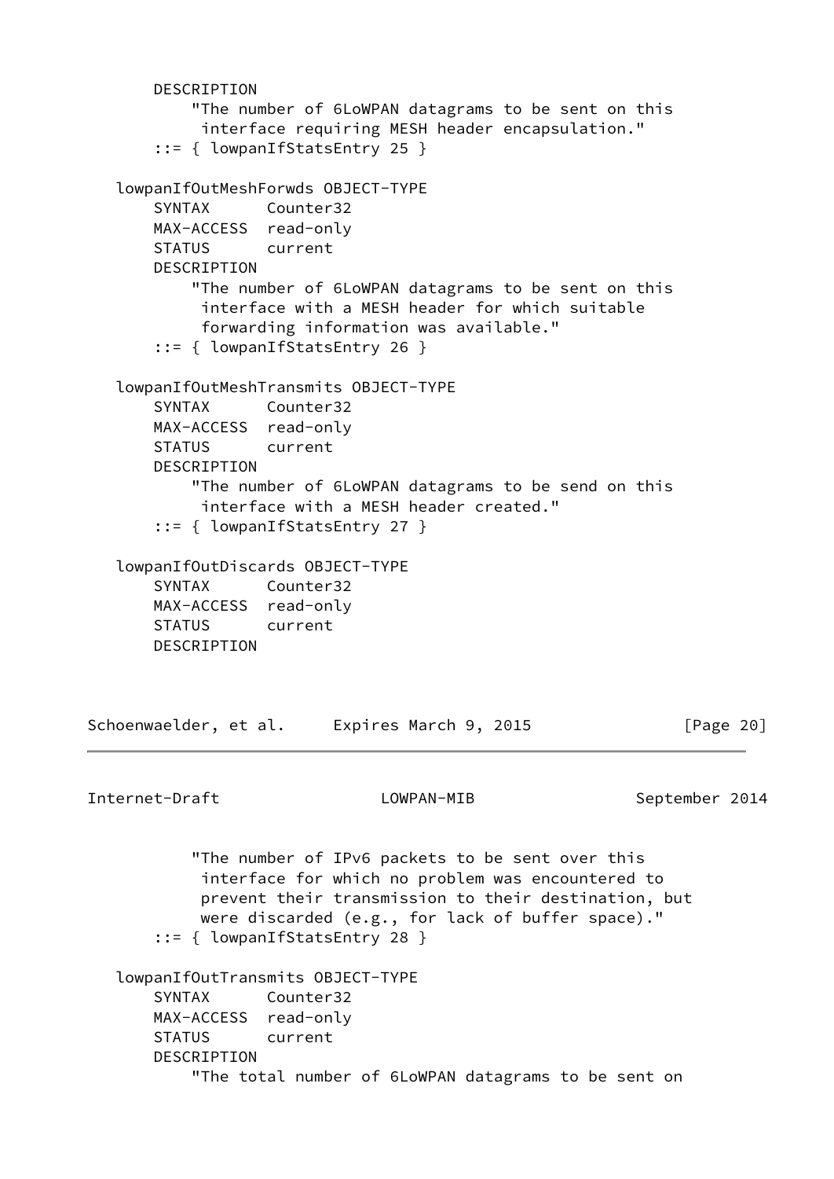```
       DESCRIPTION
           "The number of 6LoWPAN datagrams to be sent on this
            interface requiring MESH header encapsulation."
       ::= { lowpanIfStatsEntry 25 }

   lowpanIfOutMeshForwds OBJECT-TYPE
       SYNTAX      Counter32
       MAX-ACCESS  read-only
       STATUS      current
       DESCRIPTION
           "The number of 6LoWPAN datagrams to be sent on this
            interface with a MESH header for which suitable
            forwarding information was available."
       ::= { lowpanIfStatsEntry 26 }

   lowpanIfOutMeshTransmits OBJECT-TYPE
       SYNTAX      Counter32
       MAX-ACCESS  read-only
       STATUS      current
       DESCRIPTION
           "The number of 6LoWPAN datagrams to be send on this
            interface with a MESH header created."
       ::= { lowpanIfStatsEntry 27 }

   lowpanIfOutDiscards OBJECT-TYPE
       SYNTAX      Counter32
       MAX-ACCESS  read-only
       STATUS      current
       DESCRIPTION
           "The number of IPv6 packets to be sent over this
            interface for which no problem was encountered to
            prevent their transmission to their destination, but
            were discarded (e.g., for lack of buffer space)."
       ::= { lowpanIfStatsEntry 28 }

   lowpanIfOutTransmits OBJECT-TYPE
       SYNTAX      Counter32
       MAX-ACCESS  read-only
       STATUS      current
       DESCRIPTION
           "The total number of 6LoWPAN datagrams to be sent on
```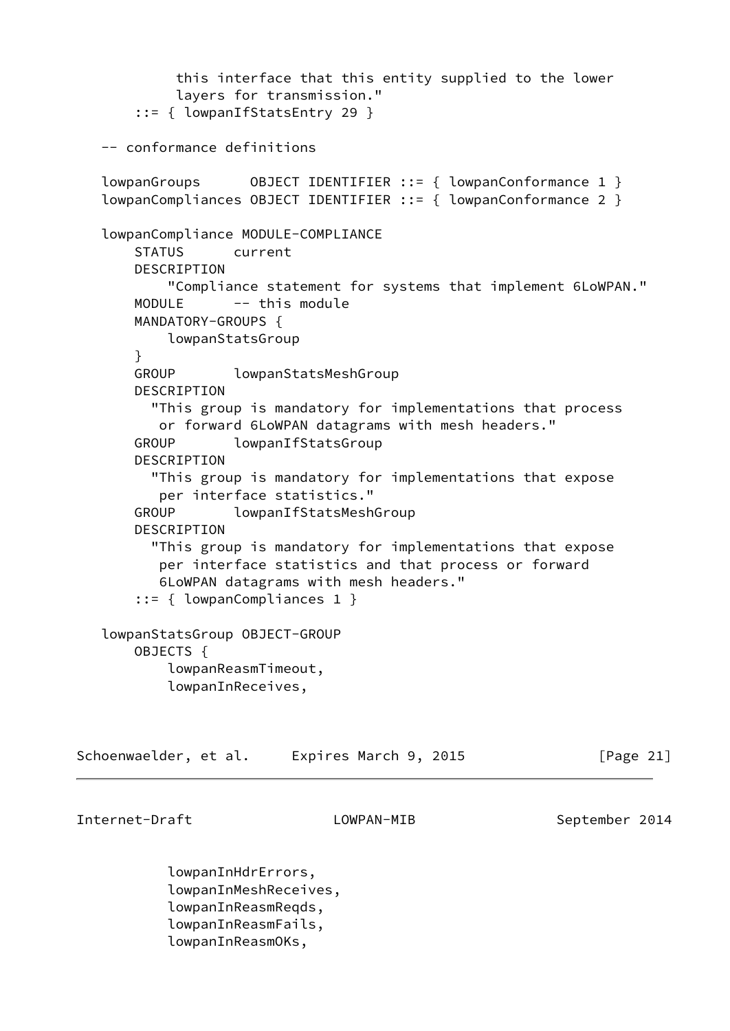```
            this interface that this entity supplied to the lower
            layers for transmission."
       ::= { lowpanIfStatsEntry 29 }

   -- conformance definitions

   lowpanGroups      OBJECT IDENTIFIER ::= { lowpanConformance 1 }
   lowpanCompliances OBJECT IDENTIFIER ::= { lowpanConformance 2 }

   lowpanCompliance MODULE-COMPLIANCE
       STATUS      current
       DESCRIPTION
           "Compliance statement for systems that implement 6LoWPAN."
       MODULE      -- this module
       MANDATORY-GROUPS {
           lowpanStatsGroup
       }
       GROUP       lowpanStatsMeshGroup
       DESCRIPTION
         "This group is mandatory for implementations that process
          or forward 6LoWPAN datagrams with mesh headers."
       GROUP       lowpanIfStatsGroup
       DESCRIPTION
         "This group is mandatory for implementations that expose
          per interface statistics."
       GROUP       lowpanIfStatsMeshGroup
       DESCRIPTION
         "This group is mandatory for implementations that expose
          per interface statistics and that process or forward
          6LoWPAN datagrams with mesh headers."
       ::= { lowpanCompliances 1 }

   lowpanStatsGroup OBJECT-GROUP
       OBJECTS {
           lowpanReasmTimeout,
           lowpanInReceives,
           lowpanInHdrErrors,
           lowpanInMeshReceives,
           lowpanInReasmReqds,
           lowpanInReasmFails,
           lowpanInReasmOKs,
```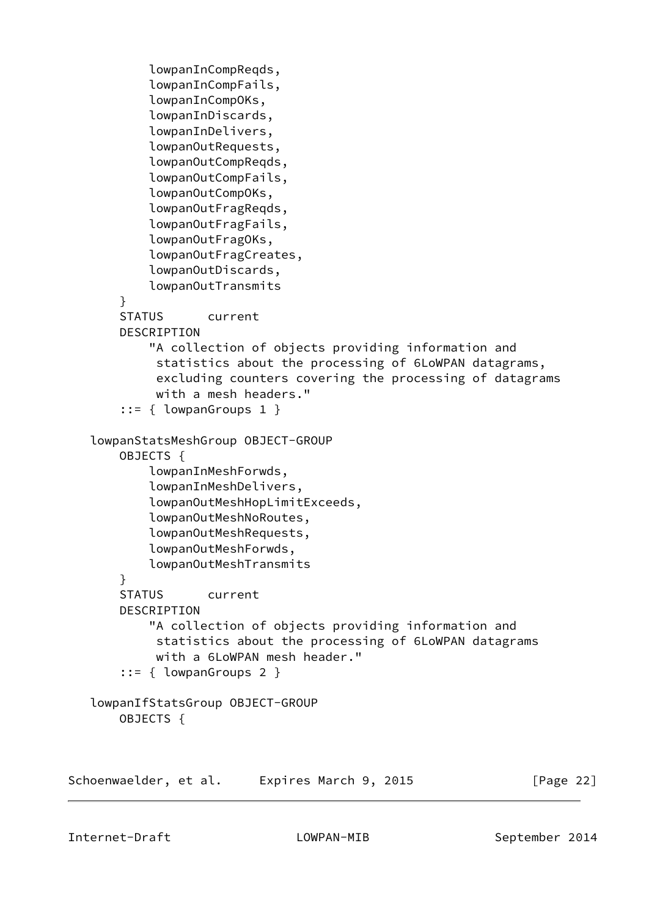```
           lowpanInCompReqds,
           lowpanInCompFails,
           lowpanInCompOKs,
           lowpanInDiscards,
           lowpanInDelivers,
           lowpanOutRequests,
           lowpanOutCompReqds,
           lowpanOutCompFails,
           lowpanOutCompOKs,
           lowpanOutFragReqds,
           lowpanOutFragFails,
           lowpanOutFragOKs,
           lowpanOutFragCreates,
           lowpanOutDiscards,
           lowpanOutTransmits
       }
       STATUS      current
       DESCRIPTION
           "A collection of objects providing information and
            statistics about the processing of 6LoWPAN datagrams,
            excluding counters covering the processing of datagrams
            with a mesh headers."
       ::= { lowpanGroups 1 }

   lowpanStatsMeshGroup OBJECT-GROUP
       OBJECTS {
           lowpanInMeshForwds,
           lowpanInMeshDelivers,
           lowpanOutMeshHopLimitExceeds,
           lowpanOutMeshNoRoutes,
           lowpanOutMeshRequests,
           lowpanOutMeshForwds,
           lowpanOutMeshTransmits
       }
       STATUS      current
       DESCRIPTION
           "A collection of objects providing information and
            statistics about the processing of 6LoWPAN datagrams
            with a 6LoWPAN mesh header."
       ::= { lowpanGroups 2 }

   lowpanIfStatsGroup OBJECT-GROUP
       OBJECTS {
```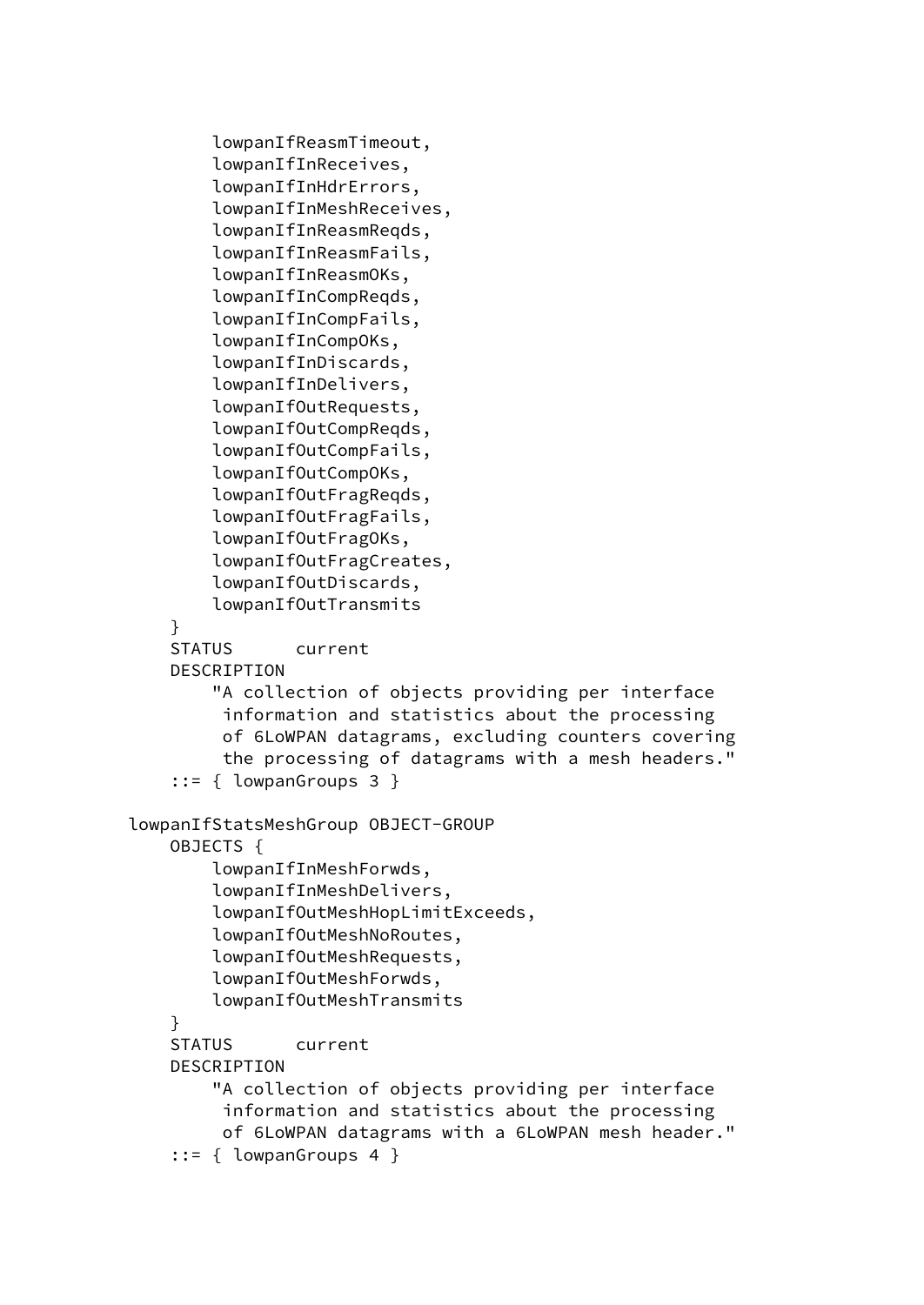```
            lowpanIfReasmTimeout,
            lowpanIfInReceives,
            lowpanIfInHdrErrors,
            lowpanIfInMeshReceives,
            lowpanIfInReasmReqds,
            lowpanIfInReasmFails,
            lowpanIfInReasmOKs,
            lowpanIfInCompReqds,
            lowpanIfInCompFails,
            lowpanIfInCompOKs,
            lowpanIfInDiscards,
            lowpanIfInDelivers,
            lowpanIfOutRequests,
            lowpanIfOutCompReqds,
            lowpanIfOutCompFails,
            lowpanIfOutCompOKs,
            lowpanIfOutFragReqds,
            lowpanIfOutFragFails,
            lowpanIfOutFragOKs,
            lowpanIfOutFragCreates,
            lowpanIfOutDiscards,
            lowpanIfOutTransmits
        }
        STATUS      current
        DESCRIPTION
            "A collection of objects providing per interface
             information and statistics about the processing
             of 6LoWPAN datagrams, excluding counters covering
             the processing of datagrams with a mesh headers."
        ::= { lowpanGroups 3 }

    lowpanIfStatsMeshGroup OBJECT-GROUP
        OBJECTS {
            lowpanIfInMeshForwds,
            lowpanIfInMeshDelivers,
            lowpanIfOutMeshHopLimitExceeds,
            lowpanIfOutMeshNoRoutes,
            lowpanIfOutMeshRequests,
            lowpanIfOutMeshForwds,
            lowpanIfOutMeshTransmits
        }
        STATUS      current
        DESCRIPTION
            "A collection of objects providing per interface
             information and statistics about the processing
             of 6LoWPAN datagrams with a 6LoWPAN mesh header."
        ::= { lowpanGroups 4 }
```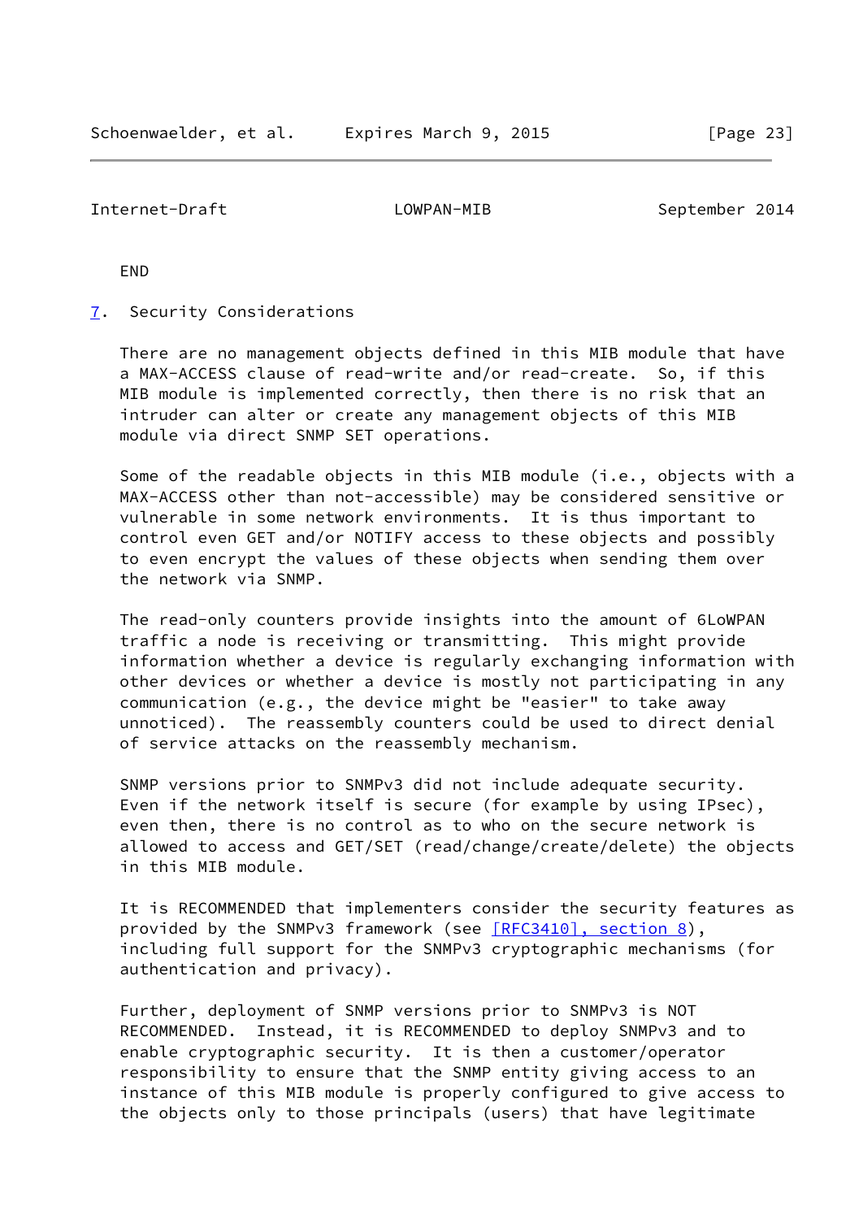END

## 7. Security Considerations

There are no management objects defined in this MIB module that have a MAX-ACCESS clause of read-write and/or read-create. So, if this MIB module is implemented correctly, then there is no risk that an intruder can alter or create any management objects of this MIB module via direct SNMP SET operations.

Some of the readable objects in this MIB module (i.e., objects with a MAX-ACCESS other than not-accessible) may be considered sensitive or vulnerable in some network environments. It is thus important to control even GET and/or NOTIFY access to these objects and possibly to even encrypt the values of these objects when sending them over the network via SNMP.

The read-only counters provide insights into the amount of 6LoWPAN traffic a node is receiving or transmitting. This might provide information whether a device is regularly exchanging information with other devices or whether a device is mostly not participating in any communication (e.g., the device might be "easier" to take away unnoticed). The reassembly counters could be used to direct denial of service attacks on the reassembly mechanism.

SNMP versions prior to SNMPv3 did not include adequate security. Even if the network itself is secure (for example by using IPsec), even then, there is no control as to who on the secure network is allowed to access and GET/SET (read/change/create/delete) the objects in this MIB module.

It is RECOMMENDED that implementers consider the security features as provided by the SNMPv3 framework (see [RFC3410], section 8), including full support for the SNMPv3 cryptographic mechanisms (for authentication and privacy).

Further, deployment of SNMP versions prior to SNMPv3 is NOT RECOMMENDED. Instead, it is RECOMMENDED to deploy SNMPv3 and to enable cryptographic security. It is then a customer/operator responsibility to ensure that the SNMP entity giving access to an instance of this MIB module is properly configured to give access to the objects only to those principals (users) that have legitimate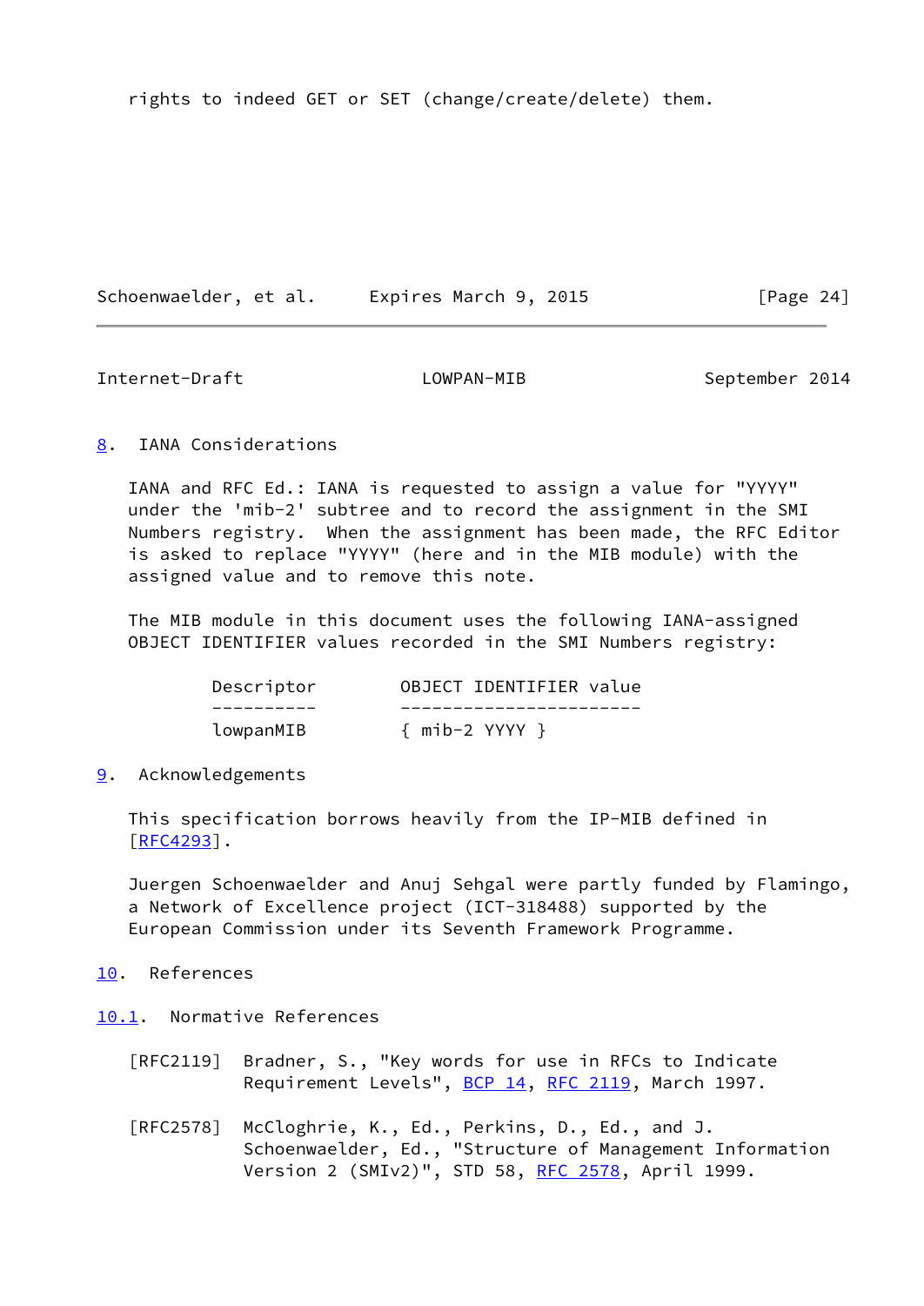rights to indeed GET or SET (change/create/delete) them.

## 8. IANA Considerations

IANA and RFC Ed.: IANA is requested to assign a value for "YYYY" under the 'mib-2' subtree and to record the assignment in the SMI Numbers registry. When the assignment has been made, the RFC Editor is asked to replace "YYYY" (here and in the MIB module) with the assigned value and to remove this note.

The MIB module in this document uses the following IANA-assigned OBJECT IDENTIFIER values recorded in the SMI Numbers registry:

| Descriptor | OBJECT IDENTIFIER value |
|---|---|
| lowpanMIB | { mib-2 YYYY } |

## 9. Acknowledgements

This specification borrows heavily from the IP-MIB defined in [RFC4293].

Juergen Schoenwaelder and Anuj Sehgal were partly funded by Flamingo, a Network of Excellence project (ICT-318488) supported by the European Commission under its Seventh Framework Programme.

## 10. References

### 10.1. Normative References

[RFC2119] Bradner, S., "Key words for use in RFCs to Indicate Requirement Levels", BCP 14, RFC 2119, March 1997.

[RFC2578] McCloghrie, K., Ed., Perkins, D., Ed., and J. Schoenwaelder, Ed., "Structure of Management Information Version 2 (SMIv2)", STD 58, RFC 2578, April 1999.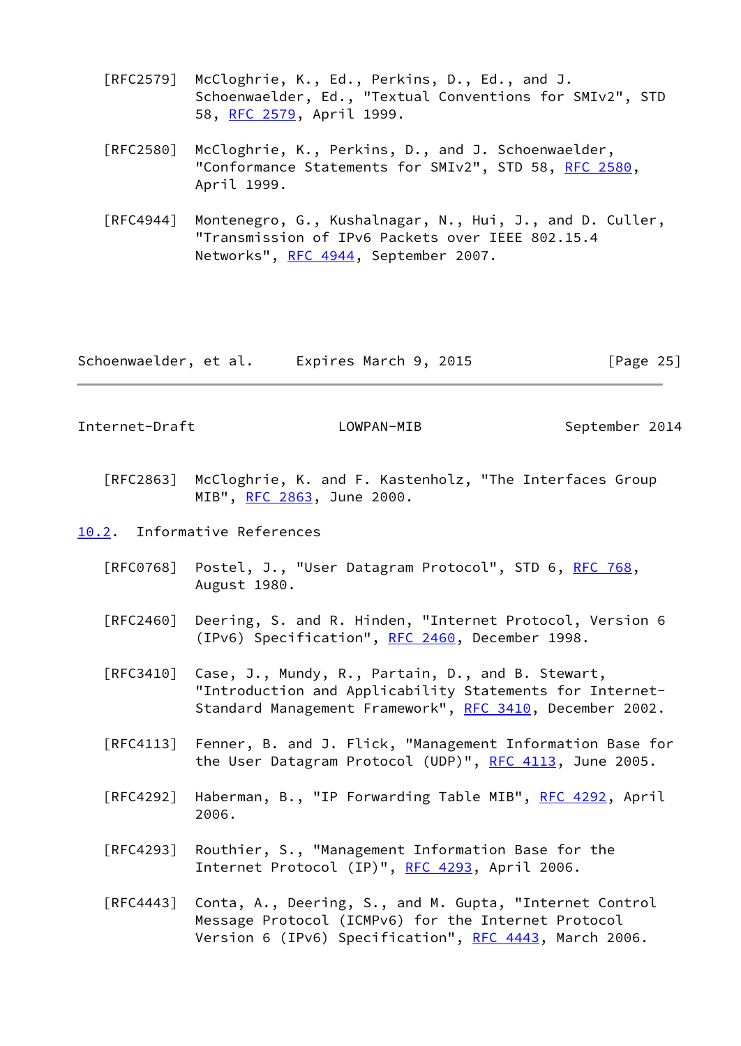[RFC2579] McCloghrie, K., Ed., Perkins, D., Ed., and J. Schoenwaelder, Ed., "Textual Conventions for SMIv2", STD 58, RFC 2579, April 1999.

[RFC2580] McCloghrie, K., Perkins, D., and J. Schoenwaelder, "Conformance Statements for SMIv2", STD 58, RFC 2580, April 1999.

[RFC4944] Montenegro, G., Kushalnagar, N., Hui, J., and D. Culler, "Transmission of IPv6 Packets over IEEE 802.15.4 Networks", RFC 4944, September 2007.

[RFC2863] McCloghrie, K. and F. Kastenholz, "The Interfaces Group MIB", RFC 2863, June 2000.

### 10.2. Informative References

[RFC0768] Postel, J., "User Datagram Protocol", STD 6, RFC 768, August 1980.

[RFC2460] Deering, S. and R. Hinden, "Internet Protocol, Version 6 (IPv6) Specification", RFC 2460, December 1998.

[RFC3410] Case, J., Mundy, R., Partain, D., and B. Stewart, "Introduction and Applicability Statements for Internet-Standard Management Framework", RFC 3410, December 2002.

[RFC4113] Fenner, B. and J. Flick, "Management Information Base for the User Datagram Protocol (UDP)", RFC 4113, June 2005.

[RFC4292] Haberman, B., "IP Forwarding Table MIB", RFC 4292, April 2006.

[RFC4293] Routhier, S., "Management Information Base for the Internet Protocol (IP)", RFC 4293, April 2006.

[RFC4443] Conta, A., Deering, S., and M. Gupta, "Internet Control Message Protocol (ICMPv6) for the Internet Protocol Version 6 (IPv6) Specification", RFC 4443, March 2006.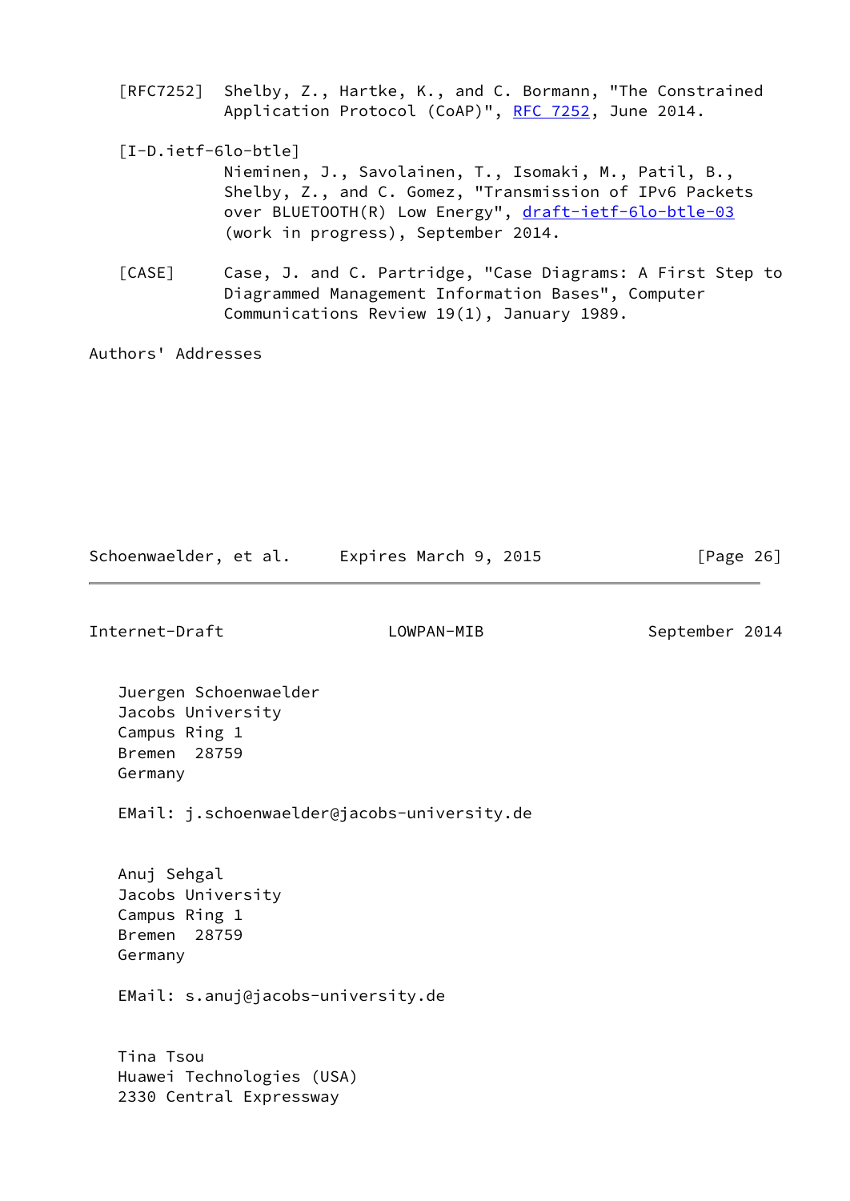[RFC7252] Shelby, Z., Hartke, K., and C. Bormann, "The Constrained Application Protocol (CoAP)", RFC 7252, June 2014.

[I-D.ietf-6lo-btle] Nieminen, J., Savolainen, T., Isomaki, M., Patil, B., Shelby, Z., and C. Gomez, "Transmission of IPv6 Packets over BLUETOOTH(R) Low Energy", draft-ietf-6lo-btle-03 (work in progress), September 2014.

[CASE] Case, J. and C. Partridge, "Case Diagrams: A First Step to Diagrammed Management Information Bases", Computer Communications Review 19(1), January 1989.

## Authors' Addresses

Juergen Schoenwaelder
Jacobs University
Campus Ring 1
Bremen  28759
Germany

EMail: j.schoenwaelder@jacobs-university.de

Anuj Sehgal
Jacobs University
Campus Ring 1
Bremen  28759
Germany

EMail: s.anuj@jacobs-university.de

Tina Tsou
Huawei Technologies (USA)
2330 Central Expressway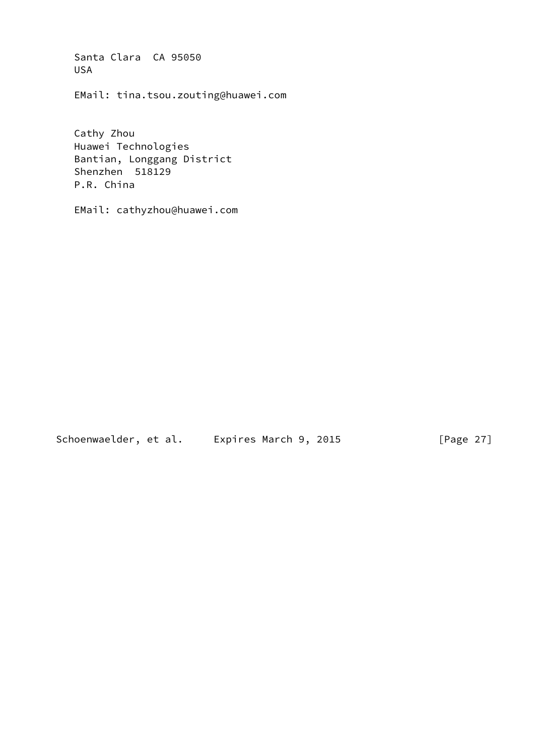Santa Clara  CA 95050
USA

EMail: tina.tsou.zouting@huawei.com

Cathy Zhou
Huawei Technologies
Bantian, Longgang District
Shenzhen  518129
P.R. China

EMail: cathyzhou@huawei.com